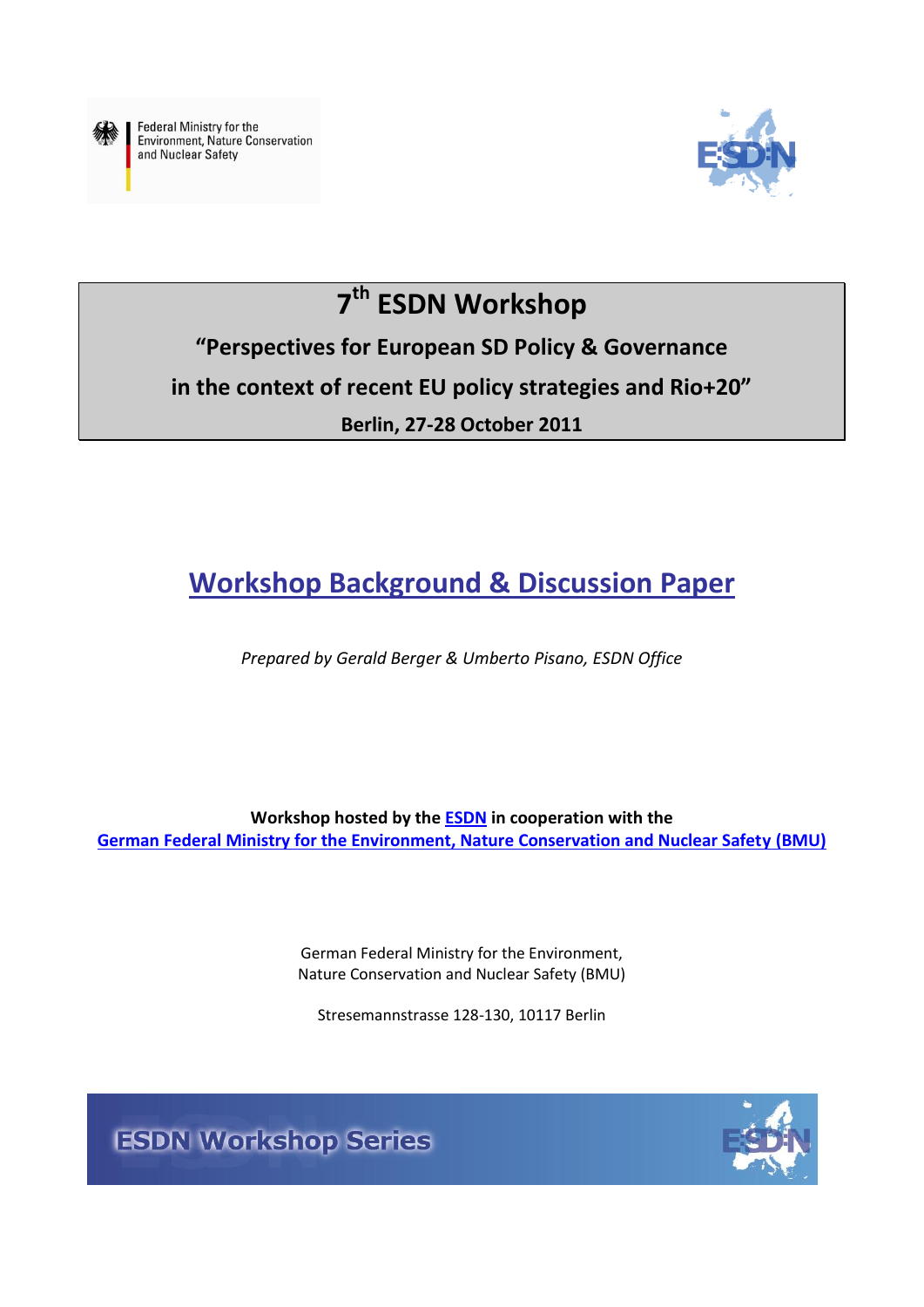Federal Ministry for the Environment, Nature Conservation and Nuclear Safety

ESDN

# 7th ESDN Workshop

## "Perspectives for European SD Policy & Governance in the context of recent EU policy strategies and Rio+20"

**Berlin, 27-28 October 2011**

# Workshop Background & Discussion Paper

*Prepared by Gerald Berger & Umberto Pisano, ESDN Office*

**Workshop hosted by the ESDN in cooperation with the German Federal Ministry for the Environment, Nature Conservation and Nuclear Safety (BMU)**

German Federal Ministry for the Environment,
Nature Conservation and Nuclear Safety (BMU)

Stresemannstrasse 128-130, 10117 Berlin

ESDN Workshop Series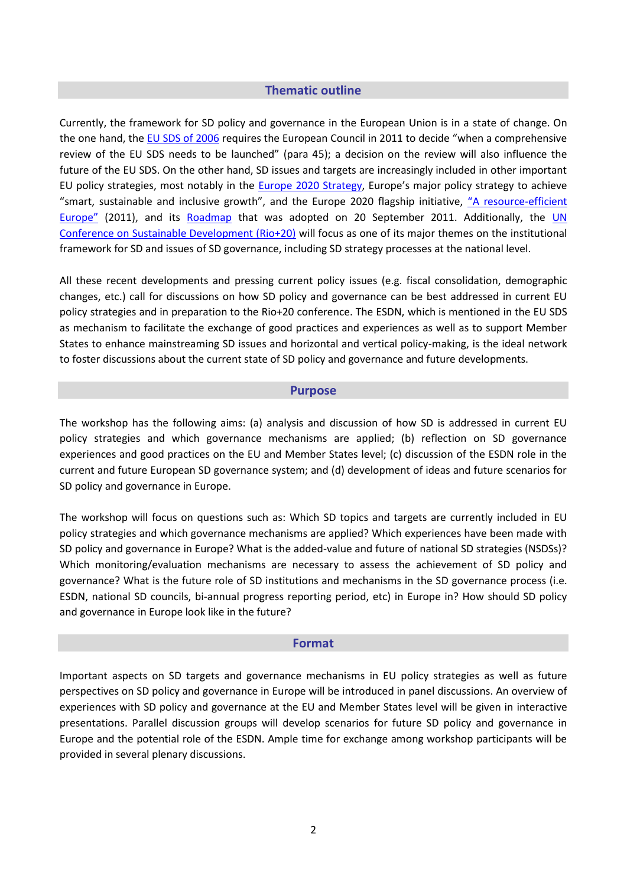## Thematic outline

Currently, the framework for SD policy and governance in the European Union is in a state of change. On the one hand, the EU SDS of 2006 requires the European Council in 2011 to decide "when a comprehensive review of the EU SDS needs to be launched" (para 45); a decision on the review will also influence the future of the EU SDS. On the other hand, SD issues and targets are increasingly included in other important EU policy strategies, most notably in the Europe 2020 Strategy, Europe's major policy strategy to achieve "smart, sustainable and inclusive growth", and the Europe 2020 flagship initiative, "A resource-efficient Europe" (2011), and its Roadmap that was adopted on 20 September 2011. Additionally, the UN Conference on Sustainable Development (Rio+20) will focus as one of its major themes on the institutional framework for SD and issues of SD governance, including SD strategy processes at the national level.

All these recent developments and pressing current policy issues (e.g. fiscal consolidation, demographic changes, etc.) call for discussions on how SD policy and governance can be best addressed in current EU policy strategies and in preparation to the Rio+20 conference. The ESDN, which is mentioned in the EU SDS as mechanism to facilitate the exchange of good practices and experiences as well as to support Member States to enhance mainstreaming SD issues and horizontal and vertical policy-making, is the ideal network to foster discussions about the current state of SD policy and governance and future developments.

## Purpose

The workshop has the following aims: (a) analysis and discussion of how SD is addressed in current EU policy strategies and which governance mechanisms are applied; (b) reflection on SD governance experiences and good practices on the EU and Member States level; (c) discussion of the ESDN role in the current and future European SD governance system; and (d) development of ideas and future scenarios for SD policy and governance in Europe.

The workshop will focus on questions such as: Which SD topics and targets are currently included in EU policy strategies and which governance mechanisms are applied? Which experiences have been made with SD policy and governance in Europe? What is the added-value and future of national SD strategies (NSDSs)? Which monitoring/evaluation mechanisms are necessary to assess the achievement of SD policy and governance? What is the future role of SD institutions and mechanisms in the SD governance process (i.e. ESDN, national SD councils, bi-annual progress reporting period, etc) in Europe in? How should SD policy and governance in Europe look like in the future?

## Format

Important aspects on SD targets and governance mechanisms in EU policy strategies as well as future perspectives on SD policy and governance in Europe will be introduced in panel discussions. An overview of experiences with SD policy and governance at the EU and Member States level will be given in interactive presentations. Parallel discussion groups will develop scenarios for future SD policy and governance in Europe and the potential role of the ESDN. Ample time for exchange among workshop participants will be provided in several plenary discussions.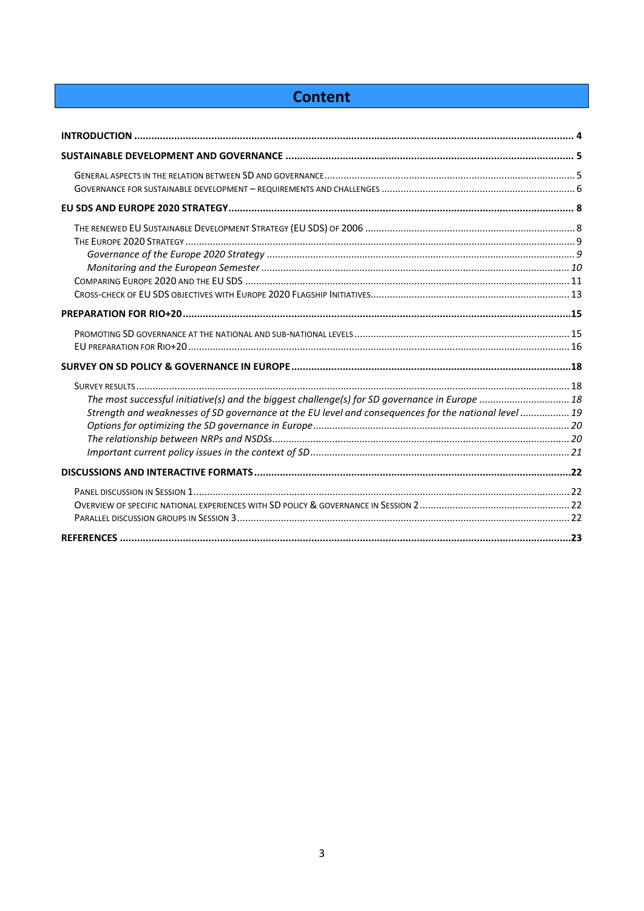# Content

**INTRODUCTION** ........................................................................ **4**

**SUSTAINABLE DEVELOPMENT AND GOVERNANCE** ........................................................................ **5**

- GENERAL ASPECTS IN THE RELATION BETWEEN SD AND GOVERNANCE ........................................................................ 5
- GOVERNANCE FOR SUSTAINABLE DEVELOPMENT – REQUIREMENTS AND CHALLENGES ........................................................................ 6

**EU SDS AND EUROPE 2020 STRATEGY** ........................................................................ **8**

- THE RENEWED EU SUSTAINABLE DEVELOPMENT STRATEGY (EU SDS) OF 2006 ........................................................................ 8
- THE EUROPE 2020 STRATEGY ........................................................................ 9
  - *Governance of the Europe 2020 Strategy* ........................................................................ *9*
  - *Monitoring and the European Semester* ........................................................................ *10*
- COMPARING EUROPE 2020 AND THE EU SDS ........................................................................ 11
- CROSS-CHECK OF EU SDS OBJECTIVES WITH EUROPE 2020 FLAGSHIP INITIATIVES ........................................................................ 13

**PREPARATION FOR RIO+20** ........................................................................ **15**

- PROMOTING SD GOVERNANCE AT THE NATIONAL AND SUB-NATIONAL LEVELS ........................................................................ 15
- EU PREPARATION FOR RIO+20 ........................................................................ 16

**SURVEY ON SD POLICY & GOVERNANCE IN EUROPE** ........................................................................ **18**

- SURVEY RESULTS ........................................................................ 18
  - *The most successful initiative(s) and the biggest challenge(s) for SD governance in Europe* ........................................................................ *18*
  - *Strength and weaknesses of SD governance at the EU level and consequences for the national level* ........................................................................ *19*
  - *Options for optimizing the SD governance in Europe* ........................................................................ *20*
  - *The relationship between NRPs and NSDSs* ........................................................................ *20*
  - *Important current policy issues in the context of SD* ........................................................................ *21*

**DISCUSSIONS AND INTERACTIVE FORMATS** ........................................................................ **22**

- PANEL DISCUSSION IN SESSION 1 ........................................................................ 22
- OVERVIEW OF SPECIFIC NATIONAL EXPERIENCES WITH SD POLICY & GOVERNANCE IN SESSION 2 ........................................................................ 22
- PARALLEL DISCUSSION GROUPS IN SESSION 3 ........................................................................ 22

**REFERENCES** ........................................................................ **23**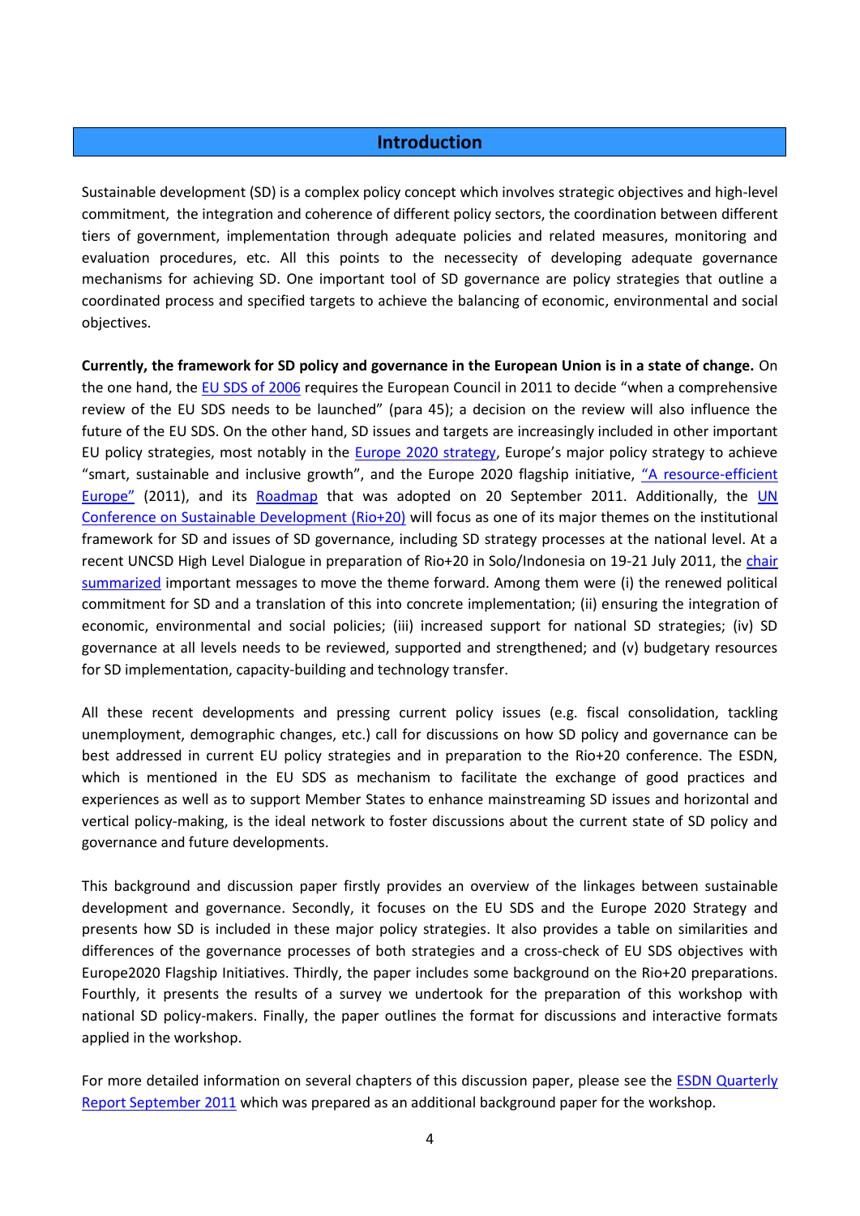# Introduction

Sustainable development (SD) is a complex policy concept which involves strategic objectives and high-level commitment, the integration and coherence of different policy sectors, the coordination between different tiers of government, implementation through adequate policies and related measures, monitoring and evaluation procedures, etc. All this points to the necessecity of developing adequate governance mechanisms for achieving SD. One important tool of SD governance are policy strategies that outline a coordinated process and specified targets to achieve the balancing of economic, environmental and social objectives.

**Currently, the framework for SD policy and governance in the European Union is in a state of change.** On the one hand, the EU SDS of 2006 requires the European Council in 2011 to decide "when a comprehensive review of the EU SDS needs to be launched" (para 45); a decision on the review will also influence the future of the EU SDS. On the other hand, SD issues and targets are increasingly included in other important EU policy strategies, most notably in the Europe 2020 strategy, Europe's major policy strategy to achieve "smart, sustainable and inclusive growth", and the Europe 2020 flagship initiative, "A resource-efficient Europe" (2011), and its Roadmap that was adopted on 20 September 2011. Additionally, the UN Conference on Sustainable Development (Rio+20) will focus as one of its major themes on the institutional framework for SD and issues of SD governance, including SD strategy processes at the national level. At a recent UNCSD High Level Dialogue in preparation of Rio+20 in Solo/Indonesia on 19-21 July 2011, the chair summarized important messages to move the theme forward. Among them were (i) the renewed political commitment for SD and a translation of this into concrete implementation; (ii) ensuring the integration of economic, environmental and social policies; (iii) increased support for national SD strategies; (iv) SD governance at all levels needs to be reviewed, supported and strengthened; and (v) budgetary resources for SD implementation, capacity-building and technology transfer.

All these recent developments and pressing current policy issues (e.g. fiscal consolidation, tackling unemployment, demographic changes, etc.) call for discussions on how SD policy and governance can be best addressed in current EU policy strategies and in preparation to the Rio+20 conference. The ESDN, which is mentioned in the EU SDS as mechanism to facilitate the exchange of good practices and experiences as well as to support Member States to enhance mainstreaming SD issues and horizontal and vertical policy-making, is the ideal network to foster discussions about the current state of SD policy and governance and future developments.

This background and discussion paper firstly provides an overview of the linkages between sustainable development and governance. Secondly, it focuses on the EU SDS and the Europe 2020 Strategy and presents how SD is included in these major policy strategies. It also provides a table on similarities and differences of the governance processes of both strategies and a cross-check of EU SDS objectives with Europe2020 Flagship Initiatives. Thirdly, the paper includes some background on the Rio+20 preparations. Fourthly, it presents the results of a survey we undertook for the preparation of this workshop with national SD policy-makers. Finally, the paper outlines the format for discussions and interactive formats applied in the workshop.

For more detailed information on several chapters of this discussion paper, please see the ESDN Quarterly Report September 2011 which was prepared as an additional background paper for the workshop.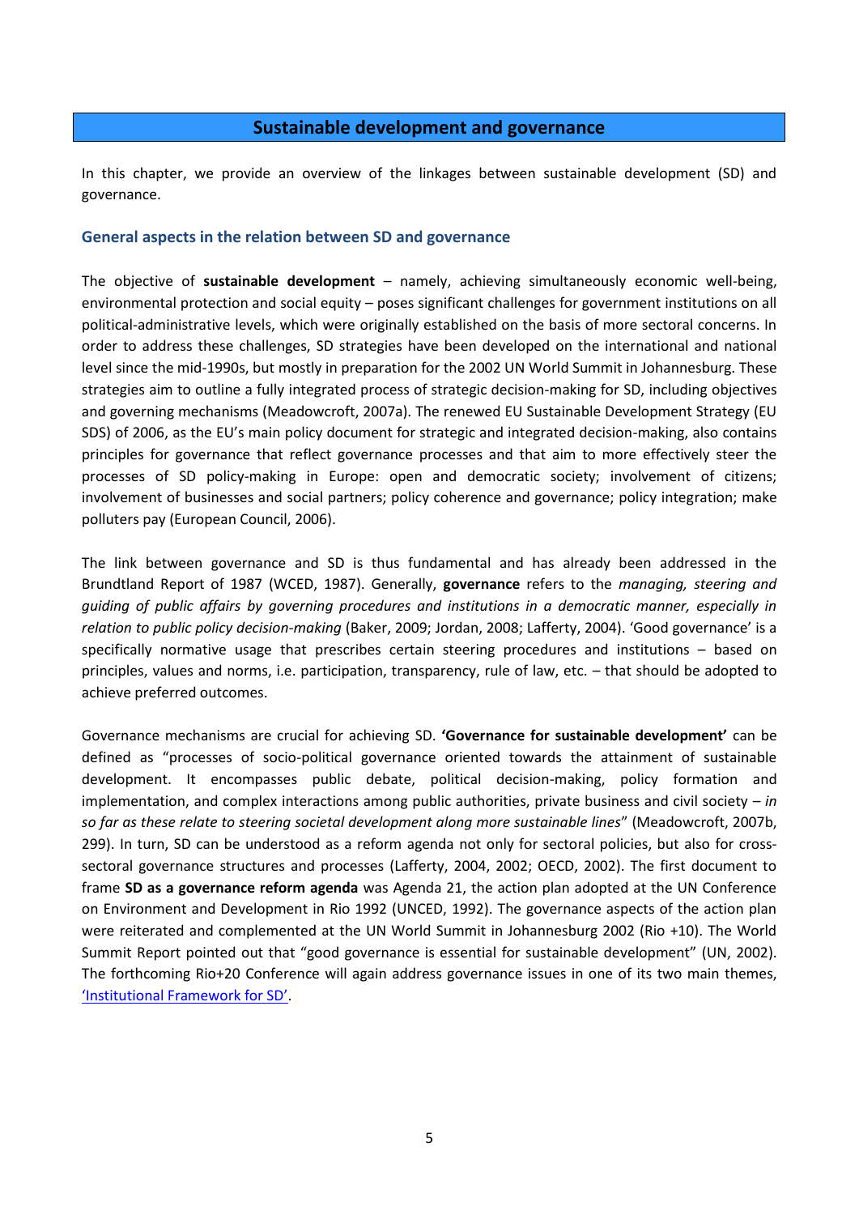# Sustainable development and governance

In this chapter, we provide an overview of the linkages between sustainable development (SD) and governance.

## General aspects in the relation between SD and governance

The objective of **sustainable development** – namely, achieving simultaneously economic well-being, environmental protection and social equity – poses significant challenges for government institutions on all political-administrative levels, which were originally established on the basis of more sectoral concerns. In order to address these challenges, SD strategies have been developed on the international and national level since the mid-1990s, but mostly in preparation for the 2002 UN World Summit in Johannesburg. These strategies aim to outline a fully integrated process of strategic decision-making for SD, including objectives and governing mechanisms (Meadowcroft, 2007a). The renewed EU Sustainable Development Strategy (EU SDS) of 2006, as the EU's main policy document for strategic and integrated decision-making, also contains principles for governance that reflect governance processes and that aim to more effectively steer the processes of SD policy-making in Europe: open and democratic society; involvement of citizens; involvement of businesses and social partners; policy coherence and governance; policy integration; make polluters pay (European Council, 2006).

The link between governance and SD is thus fundamental and has already been addressed in the Brundtland Report of 1987 (WCED, 1987). Generally, **governance** refers to the *managing, steering and guiding of public affairs by governing procedures and institutions in a democratic manner, especially in relation to public policy decision-making* (Baker, 2009; Jordan, 2008; Lafferty, 2004). 'Good governance' is a specifically normative usage that prescribes certain steering procedures and institutions – based on principles, values and norms, i.e. participation, transparency, rule of law, etc. – that should be adopted to achieve preferred outcomes.

Governance mechanisms are crucial for achieving SD. **'Governance for sustainable development'** can be defined as "processes of socio-political governance oriented towards the attainment of sustainable development. It encompasses public debate, political decision-making, policy formation and implementation, and complex interactions among public authorities, private business and civil society – *in so far as these relate to steering societal development along more sustainable lines*" (Meadowcroft, 2007b, 299). In turn, SD can be understood as a reform agenda not only for sectoral policies, but also for cross-sectoral governance structures and processes (Lafferty, 2004, 2002; OECD, 2002). The first document to frame **SD as a governance reform agenda** was Agenda 21, the action plan adopted at the UN Conference on Environment and Development in Rio 1992 (UNCED, 1992). The governance aspects of the action plan were reiterated and complemented at the UN World Summit in Johannesburg 2002 (Rio +10). The World Summit Report pointed out that "good governance is essential for sustainable development" (UN, 2002). The forthcoming Rio+20 Conference will again address governance issues in one of its two main themes, 'Institutional Framework for SD'.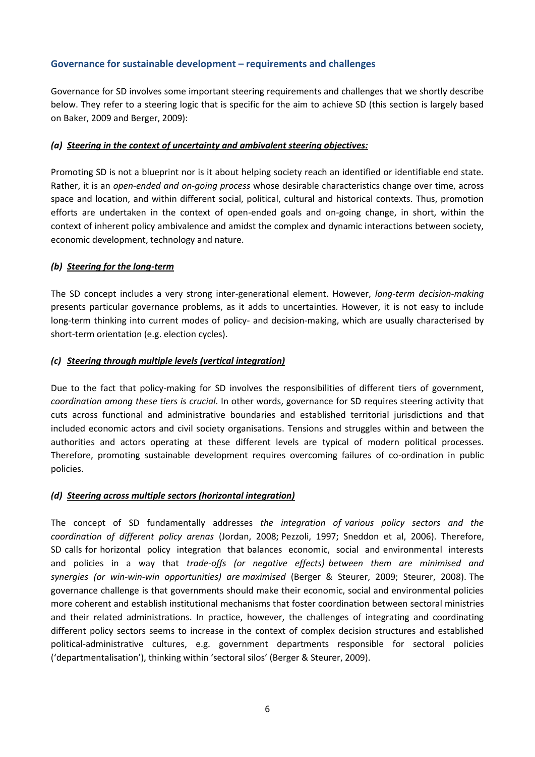## Governance for sustainable development – requirements and challenges

Governance for SD involves some important steering requirements and challenges that we shortly describe below. They refer to a steering logic that is specific for the aim to achieve SD (this section is largely based on Baker, 2009 and Berger, 2009):

### *(a) Steering in the context of uncertainty and ambivalent steering objectives:*

Promoting SD is not a blueprint nor is it about helping society reach an identified or identifiable end state. Rather, it is an *open-ended and on-going process* whose desirable characteristics change over time, across space and location, and within different social, political, cultural and historical contexts. Thus, promotion efforts are undertaken in the context of open-ended goals and on-going change, in short, within the context of inherent policy ambivalence and amidst the complex and dynamic interactions between society, economic development, technology and nature.

### *(b) Steering for the long-term*

The SD concept includes a very strong inter-generational element. However, *long-term decision-making* presents particular governance problems, as it adds to uncertainties. However, it is not easy to include long-term thinking into current modes of policy- and decision-making, which are usually characterised by short-term orientation (e.g. election cycles).

### *(c) Steering through multiple levels (vertical integration)*

Due to the fact that policy-making for SD involves the responsibilities of different tiers of government, *coordination among these tiers is crucial*. In other words, governance for SD requires steering activity that cuts across functional and administrative boundaries and established territorial jurisdictions and that included economic actors and civil society organisations. Tensions and struggles within and between the authorities and actors operating at these different levels are typical of modern political processes. Therefore, promoting sustainable development requires overcoming failures of co-ordination in public policies.

### *(d) Steering across multiple sectors (horizontal integration)*

The concept of SD fundamentally addresses *the integration of various policy sectors and the coordination of different policy arenas* (Jordan, 2008; Pezzoli, 1997; Sneddon et al, 2006). Therefore, SD calls for horizontal policy integration that balances economic, social and environmental interests and policies in a way that *trade-offs (or negative effects) between them are minimised and synergies (or win-win-win opportunities) are maximised* (Berger & Steurer, 2009; Steurer, 2008). The governance challenge is that governments should make their economic, social and environmental policies more coherent and establish institutional mechanisms that foster coordination between sectoral ministries and their related administrations. In practice, however, the challenges of integrating and coordinating different policy sectors seems to increase in the context of complex decision structures and established political-administrative cultures, e.g. government departments responsible for sectoral policies ('departmentalisation'), thinking within 'sectoral silos' (Berger & Steurer, 2009).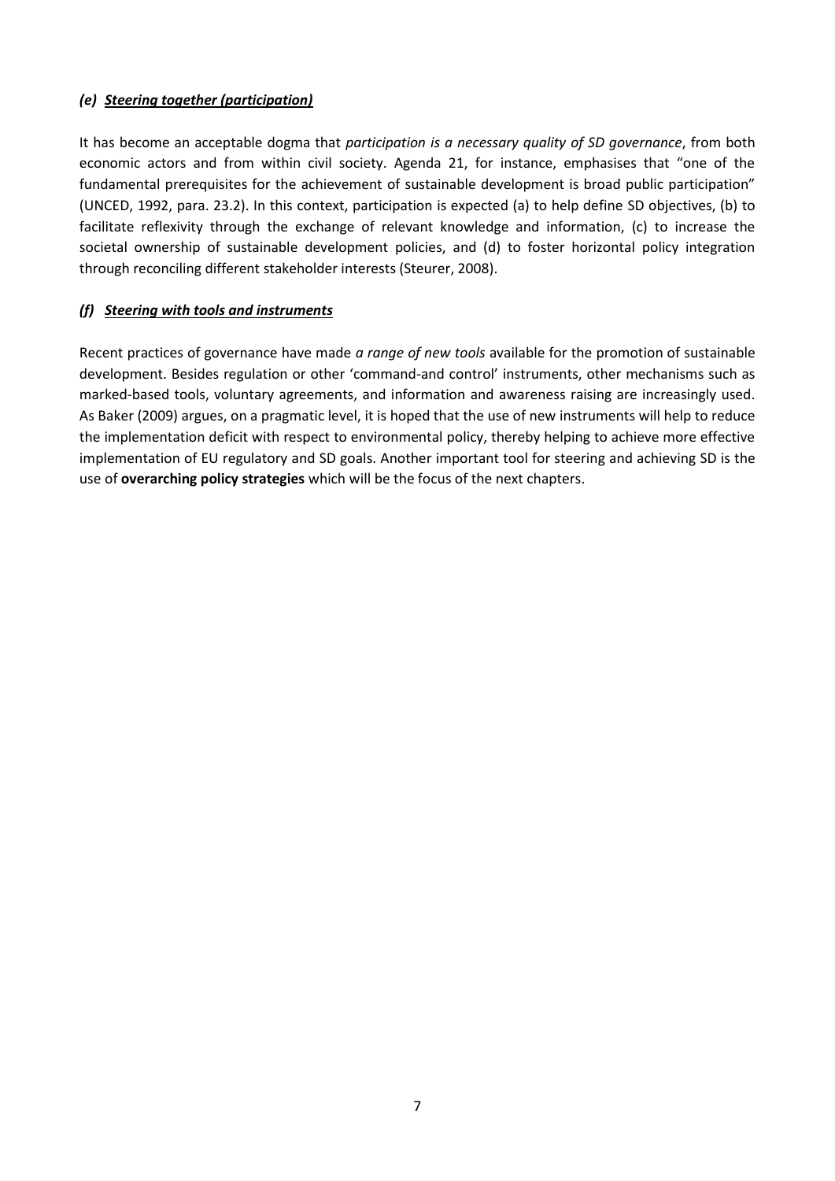### *(e) Steering together (participation)*

It has become an acceptable dogma that *participation is a necessary quality of SD governance*, from both economic actors and from within civil society. Agenda 21, for instance, emphasises that "one of the fundamental prerequisites for the achievement of sustainable development is broad public participation" (UNCED, 1992, para. 23.2). In this context, participation is expected (a) to help define SD objectives, (b) to facilitate reflexivity through the exchange of relevant knowledge and information, (c) to increase the societal ownership of sustainable development policies, and (d) to foster horizontal policy integration through reconciling different stakeholder interests (Steurer, 2008).

### *(f) Steering with tools and instruments*

Recent practices of governance have made *a range of new tools* available for the promotion of sustainable development. Besides regulation or other 'command-and control' instruments, other mechanisms such as marked-based tools, voluntary agreements, and information and awareness raising are increasingly used. As Baker (2009) argues, on a pragmatic level, it is hoped that the use of new instruments will help to reduce the implementation deficit with respect to environmental policy, thereby helping to achieve more effective implementation of EU regulatory and SD goals. Another important tool for steering and achieving SD is the use of **overarching policy strategies** which will be the focus of the next chapters.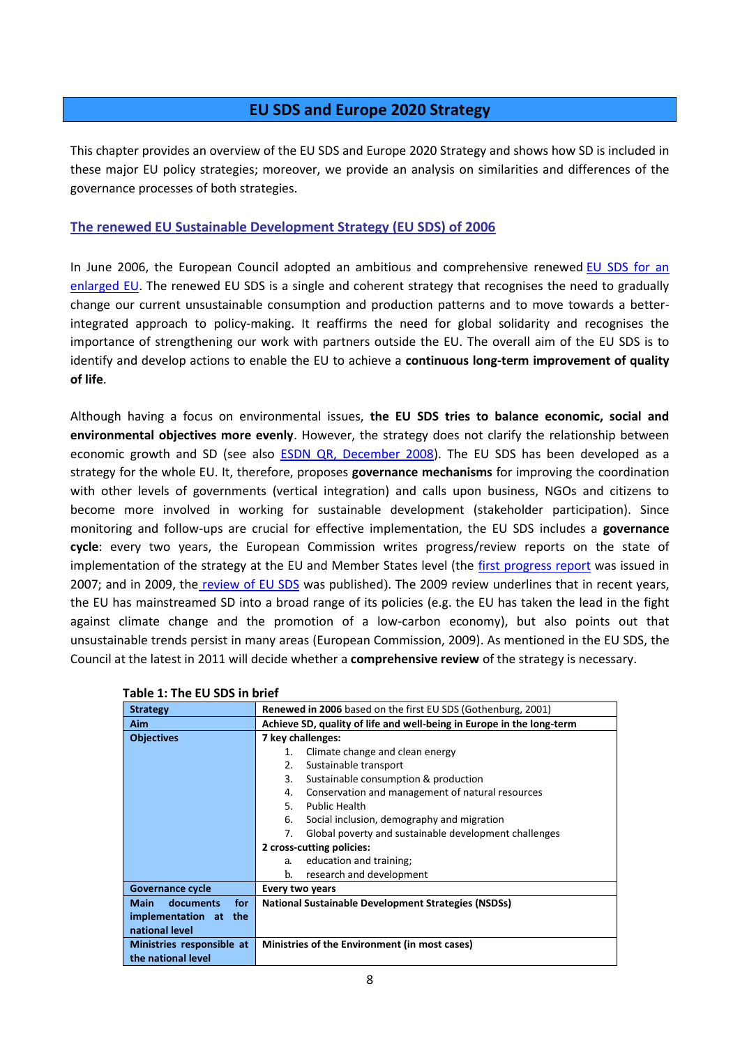# EU SDS and Europe 2020 Strategy

This chapter provides an overview of the EU SDS and Europe 2020 Strategy and shows how SD is included in these major EU policy strategies; moreover, we provide an analysis on similarities and differences of the governance processes of both strategies.

## The renewed EU Sustainable Development Strategy (EU SDS) of 2006

In June 2006, the European Council adopted an ambitious and comprehensive renewed EU SDS for an enlarged EU. The renewed EU SDS is a single and coherent strategy that recognises the need to gradually change our current unsustainable consumption and production patterns and to move towards a better-integrated approach to policy-making. It reaffirms the need for global solidarity and recognises the importance of strengthening our work with partners outside the EU. The overall aim of the EU SDS is to identify and develop actions to enable the EU to achieve a **continuous long-term improvement of quality of life**.

Although having a focus on environmental issues, **the EU SDS tries to balance economic, social and environmental objectives more evenly**. However, the strategy does not clarify the relationship between economic growth and SD (see also ESDN QR, December 2008). The EU SDS has been developed as a strategy for the whole EU. It, therefore, proposes **governance mechanisms** for improving the coordination with other levels of governments (vertical integration) and calls upon business, NGOs and citizens to become more involved in working for sustainable development (stakeholder participation). Since monitoring and follow-ups are crucial for effective implementation, the EU SDS includes a **governance cycle**: every two years, the European Commission writes progress/review reports on the state of implementation of the strategy at the EU and Member States level (the first progress report was issued in 2007; and in 2009, the review of EU SDS was published). The 2009 review underlines that in recent years, the EU has mainstreamed SD into a broad range of its policies (e.g. the EU has taken the lead in the fight against climate change and the promotion of a low-carbon economy), but also points out that unsustainable trends persist in many areas (European Commission, 2009). As mentioned in the EU SDS, the Council at the latest in 2011 will decide whether a **comprehensive review** of the strategy is necessary.

**Table 1: The EU SDS in brief**

| | |
|---|---|
| **Strategy** | **Renewed in 2006** based on the first EU SDS (Gothenburg, 2001) |
| **Aim** | **Achieve SD, quality of life and well-being in Europe in the long-term** |
| **Objectives** | **7 key challenges:**<br>1. Climate change and clean energy<br>2. Sustainable transport<br>3. Sustainable consumption & production<br>4. Conservation and management of natural resources<br>5. Public Health<br>6. Social inclusion, demography and migration<br>7. Global poverty and sustainable development challenges<br>**2 cross-cutting policies:**<br>a. education and training;<br>b. research and development |
| **Governance cycle** | **Every two years** |
| **Main documents for implementation at the national level** | **National Sustainable Development Strategies (NSDSs)** |
| **Ministries responsible at the national level** | **Ministries of the Environment (in most cases)** |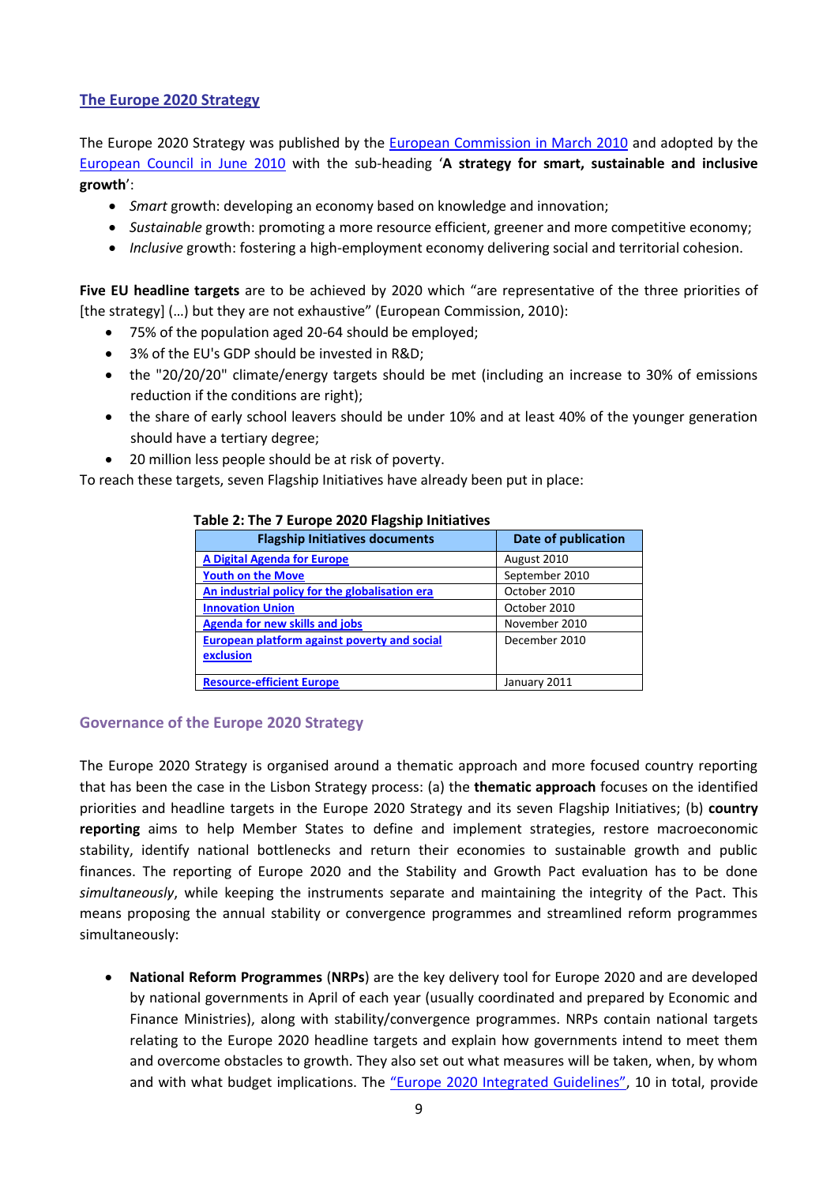## The Europe 2020 Strategy

The Europe 2020 Strategy was published by the European Commission in March 2010 and adopted by the European Council in June 2010 with the sub-heading '**A strategy for smart, sustainable and inclusive growth**':

- *Smart* growth: developing an economy based on knowledge and innovation;
- *Sustainable* growth: promoting a more resource efficient, greener and more competitive economy;
- *Inclusive* growth: fostering a high-employment economy delivering social and territorial cohesion.

**Five EU headline targets** are to be achieved by 2020 which "are representative of the three priorities of [the strategy] (…) but they are not exhaustive" (European Commission, 2010):

- 75% of the population aged 20-64 should be employed;
- 3% of the EU's GDP should be invested in R&D;
- the "20/20/20" climate/energy targets should be met (including an increase to 30% of emissions reduction if the conditions are right);
- the share of early school leavers should be under 10% and at least 40% of the younger generation should have a tertiary degree;
- 20 million less people should be at risk of poverty.

To reach these targets, seven Flagship Initiatives have already been put in place:

**Table 2: The 7 Europe 2020 Flagship Initiatives**

| Flagship Initiatives documents | Date of publication |
|---|---|
| A Digital Agenda for Europe | August 2010 |
| Youth on the Move | September 2010 |
| An industrial policy for the globalisation era | October 2010 |
| Innovation Union | October 2010 |
| Agenda for new skills and jobs | November 2010 |
| European platform against poverty and social exclusion | December 2010 |
| Resource-efficient Europe | January 2011 |

### Governance of the Europe 2020 Strategy

The Europe 2020 Strategy is organised around a thematic approach and more focused country reporting that has been the case in the Lisbon Strategy process: (a) the **thematic approach** focuses on the identified priorities and headline targets in the Europe 2020 Strategy and its seven Flagship Initiatives; (b) **country reporting** aims to help Member States to define and implement strategies, restore macroeconomic stability, identify national bottlenecks and return their economies to sustainable growth and public finances. The reporting of Europe 2020 and the Stability and Growth Pact evaluation has to be done *simultaneously*, while keeping the instruments separate and maintaining the integrity of the Pact. This means proposing the annual stability or convergence programmes and streamlined reform programmes simultaneously:

- **National Reform Programmes** (**NRPs**) are the key delivery tool for Europe 2020 and are developed by national governments in April of each year (usually coordinated and prepared by Economic and Finance Ministries), along with stability/convergence programmes. NRPs contain national targets relating to the Europe 2020 headline targets and explain how governments intend to meet them and overcome obstacles to growth. They also set out what measures will be taken, when, by whom and with what budget implications. The "Europe 2020 Integrated Guidelines", 10 in total, provide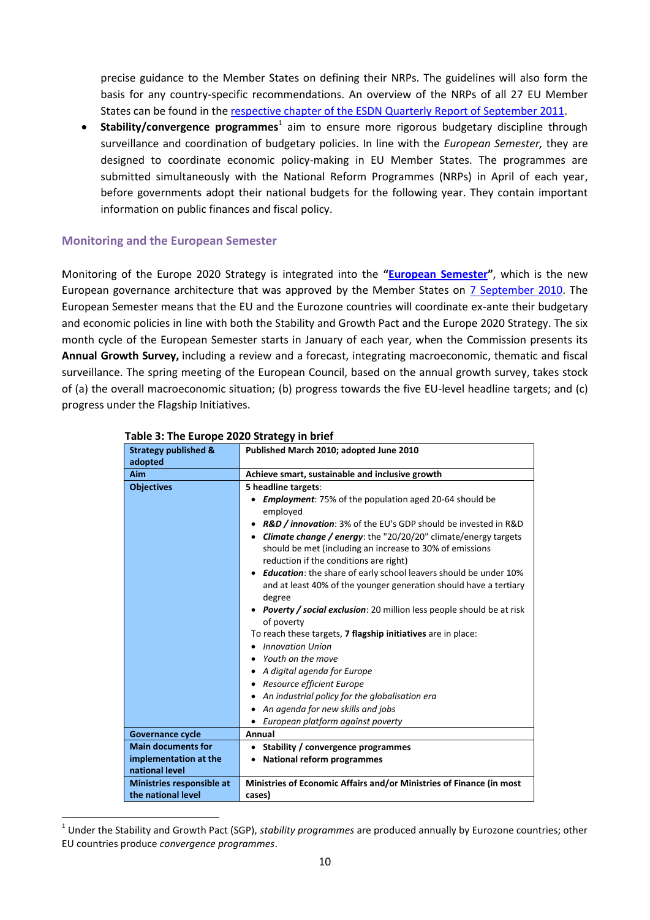precise guidance to the Member States on defining their NRPs. The guidelines will also form the basis for any country-specific recommendations. An overview of the NRPs of all 27 EU Member States can be found in the respective chapter of the ESDN Quarterly Report of September 2011.

- **Stability/convergence programmes**[1] aim to ensure more rigorous budgetary discipline through surveillance and coordination of budgetary policies. In line with the *European Semester,* they are designed to coordinate economic policy-making in EU Member States. The programmes are submitted simultaneously with the National Reform Programmes (NRPs) in April of each year, before governments adopt their national budgets for the following year. They contain important information on public finances and fiscal policy.

## Monitoring and the European Semester

Monitoring of the Europe 2020 Strategy is integrated into the **"European Semester"**, which is the new European governance architecture that was approved by the Member States on 7 September 2010. The European Semester means that the EU and the Eurozone countries will coordinate ex-ante their budgetary and economic policies in line with both the Stability and Growth Pact and the Europe 2020 Strategy. The six month cycle of the European Semester starts in January of each year, when the Commission presents its **Annual Growth Survey,** including a review and a forecast, integrating macroeconomic, thematic and fiscal surveillance. The spring meeting of the European Council, based on the annual growth survey, takes stock of (a) the overall macroeconomic situation; (b) progress towards the five EU-level headline targets; and (c) progress under the Flagship Initiatives.

**Table 3: The Europe 2020 Strategy in brief**

| | |
|---|---|
| **Strategy published & adopted** | **Published March 2010; adopted June 2010** |
| **Aim** | **Achieve smart, sustainable and inclusive growth** |
| **Objectives** | **5 headline targets**: <br>• ***Employment***: 75% of the population aged 20-64 should be employed <br>• ***R&D / innovation***: 3% of the EU's GDP should be invested in R&D <br>• ***Climate change / energy***: the "20/20/20" climate/energy targets should be met (including an increase to 30% of emissions reduction if the conditions are right) <br>• ***Education***: the share of early school leavers should be under 10% and at least 40% of the younger generation should have a tertiary degree <br>• ***Poverty / social exclusion***: 20 million less people should be at risk of poverty <br>To reach these targets, **7 flagship initiatives** are in place: <br>• *Innovation Union* <br>• *Youth on the move* <br>• *A digital agenda for Europe* <br>• *Resource efficient Europe* <br>• *An industrial policy for the globalisation era* <br>• *An agenda for new skills and jobs* <br>• *European platform against poverty* |
| **Governance cycle** | **Annual** |
| **Main documents for implementation at the national level** | • **Stability / convergence programmes** <br>• **National reform programmes** |
| **Ministries responsible at the national level** | **Ministries of Economic Affairs and/or Ministries of Finance (in most cases)** |

[1] Under the Stability and Growth Pact (SGP), *stability programmes* are produced annually by Eurozone countries; other EU countries produce *convergence programmes*.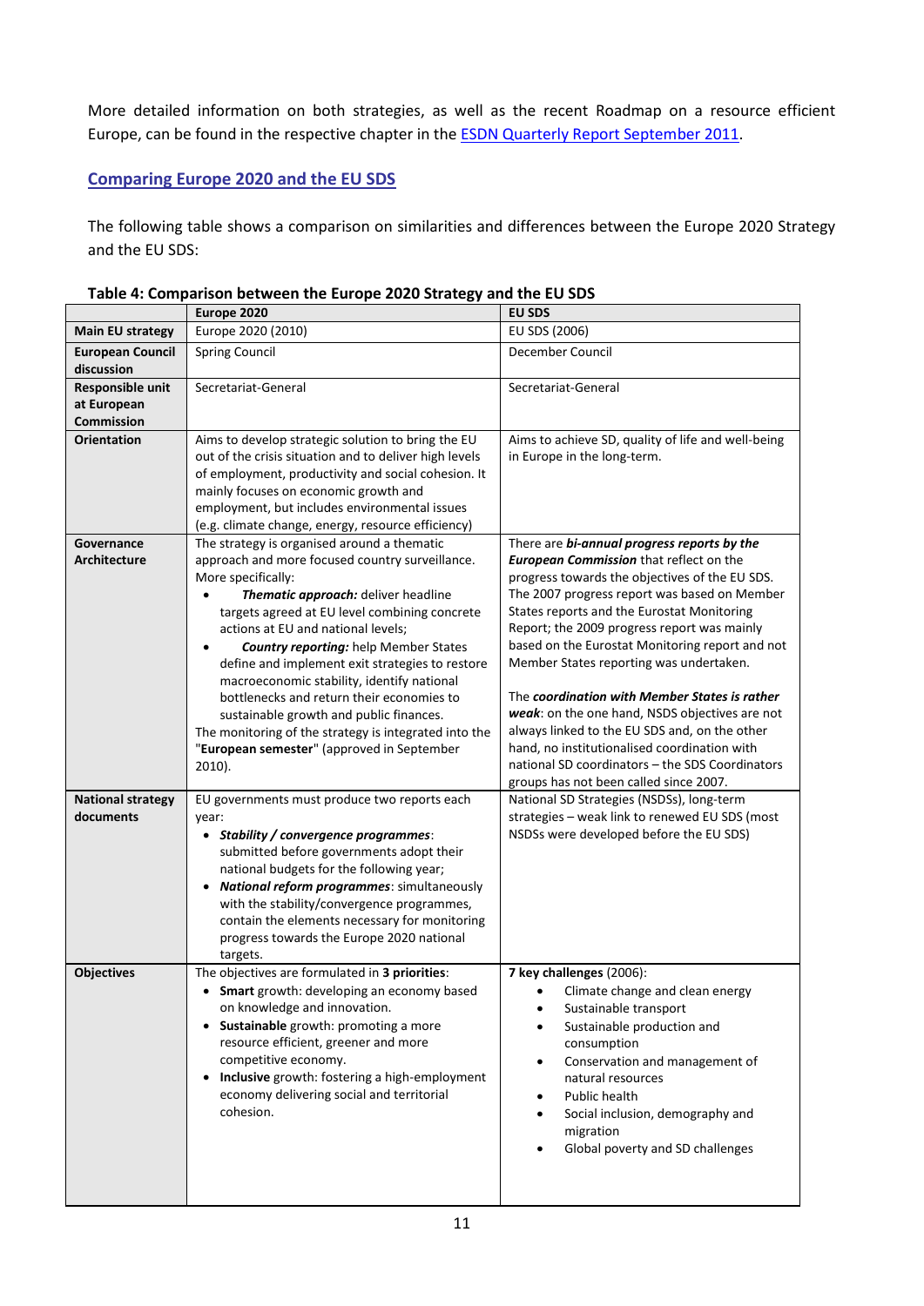More detailed information on both strategies, as well as the recent Roadmap on a resource efficient Europe, can be found in the respective chapter in the [ESDN Quarterly Report September 2011](#).

## [Comparing Europe 2020 and the EU SDS](#)

The following table shows a comparison on similarities and differences between the Europe 2020 Strategy and the EU SDS:

**Table 4: Comparison between the Europe 2020 Strategy and the EU SDS**

| | **Europe 2020** | **EU SDS** |
|---|---|---|
| **Main EU strategy** | Europe 2020 (2010) | EU SDS (2006) |
| **European Council discussion** | Spring Council | December Council |
| **Responsible unit at European Commission** | Secretariat-General | Secretariat-General |
| **Orientation** | Aims to develop strategic solution to bring the EU out of the crisis situation and to deliver high levels of employment, productivity and social cohesion. It mainly focuses on economic growth and employment, but includes environmental issues (e.g. climate change, energy, resource efficiency) | Aims to achieve SD, quality of life and well-being in Europe in the long-term. |
| **Governance Architecture** | The strategy is organised around a thematic approach and more focused country surveillance. More specifically:<br>• ***Thematic approach:*** deliver headline targets agreed at EU level combining concrete actions at EU and national levels;<br>• ***Country reporting:*** help Member States define and implement exit strategies to restore macroeconomic stability, identify national bottlenecks and return their economies to sustainable growth and public finances.<br>The monitoring of the strategy is integrated into the "**European semester**" (approved in September 2010). | There are ***bi-annual progress reports by the European Commission*** that reflect on the progress towards the objectives of the EU SDS. The 2007 progress report was based on Member States reports and the Eurostat Monitoring Report; the 2009 progress report was mainly based on the Eurostat Monitoring report and not Member States reporting was undertaken.<br><br>The ***coordination with Member States is rather weak***: on the one hand, NSDS objectives are not always linked to the EU SDS and, on the other hand, no institutionalised coordination with national SD coordinators – the SDS Coordinators groups has not been called since 2007. |
| **National strategy documents** | EU governments must produce two reports each year:<br>• ***Stability / convergence programmes***: submitted before governments adopt their national budgets for the following year;<br>• ***National reform programmes***: simultaneously with the stability/convergence programmes, contain the elements necessary for monitoring progress towards the Europe 2020 national targets. | National SD Strategies (NSDSs), long-term strategies – weak link to renewed EU SDS (most NSDSs were developed before the EU SDS) |
| **Objectives** | The objectives are formulated in **3 priorities**:<br>• **Smart** growth: developing an economy based on knowledge and innovation.<br>• **Sustainable** growth: promoting a more resource efficient, greener and more competitive economy.<br>• **Inclusive** growth: fostering a high-employment economy delivering social and territorial cohesion. | **7 key challenges** (2006):<br>• Climate change and clean energy<br>• Sustainable transport<br>• Sustainable production and consumption<br>• Conservation and management of natural resources<br>• Public health<br>• Social inclusion, demography and migration<br>• Global poverty and SD challenges |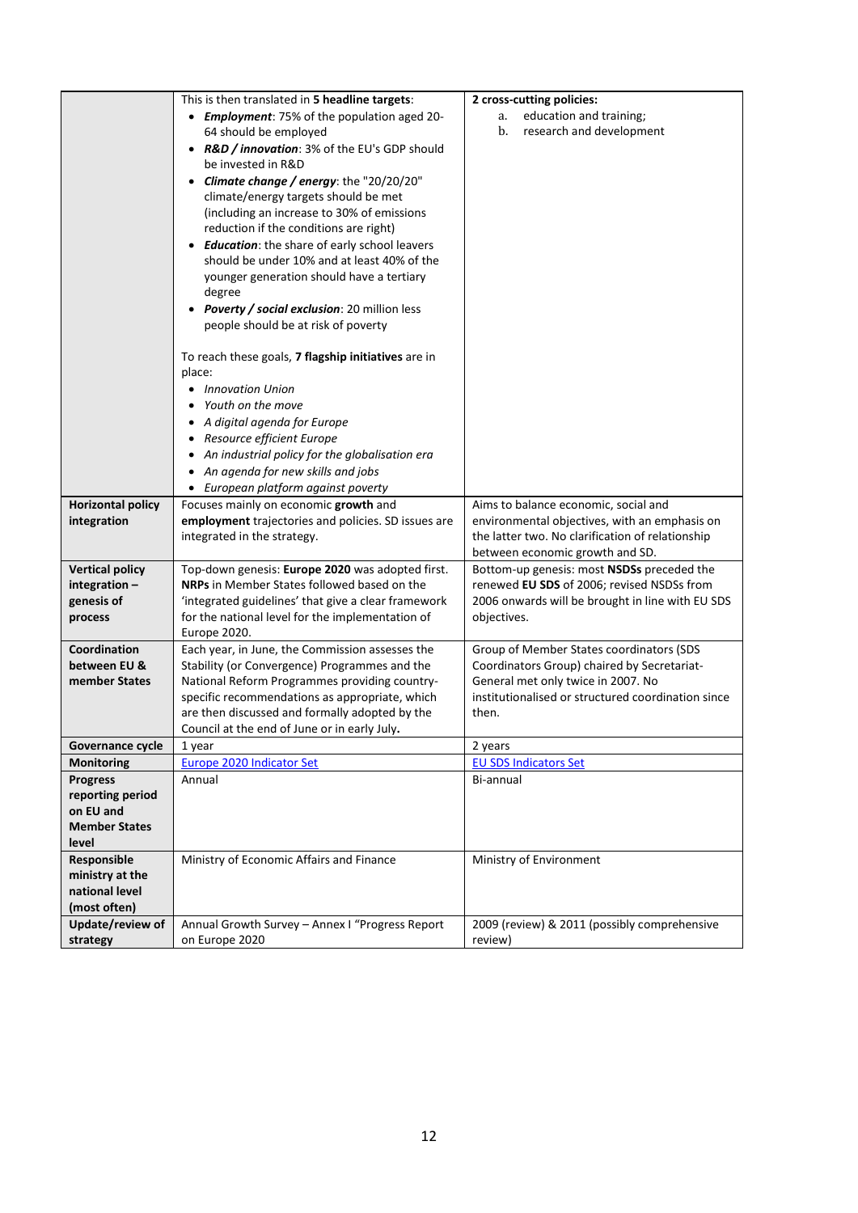| | | |
|---|---|---|
| | This is then translated in **5 headline targets**:<br>• ***Employment***: 75% of the population aged 20-64 should be employed<br>• ***R&D / innovation***: 3% of the EU's GDP should be invested in R&D<br>• ***Climate change / energy***: the "20/20/20" climate/energy targets should be met (including an increase to 30% of emissions reduction if the conditions are right)<br>• ***Education***: the share of early school leavers should be under 10% and at least 40% of the younger generation should have a tertiary degree<br>• ***Poverty / social exclusion***: 20 million less people should be at risk of poverty<br><br>To reach these goals, **7 flagship initiatives** are in place:<br>• *Innovation Union*<br>• *Youth on the move*<br>• *A digital agenda for Europe*<br>• *Resource efficient Europe*<br>• *An industrial policy for the globalisation era*<br>• *An agenda for new skills and jobs*<br>• *European platform against poverty* | **2 cross-cutting policies:**<br>a. education and training;<br>b. research and development |
| **Horizontal policy integration** | Focuses mainly on economic **growth** and **employment** trajectories and policies. SD issues are integrated in the strategy. | Aims to balance economic, social and environmental objectives, with an emphasis on the latter two. No clarification of relationship between economic growth and SD. |
| **Vertical policy integration – genesis of process** | Top-down genesis: **Europe 2020** was adopted first. **NRPs** in Member States followed based on the 'integrated guidelines' that give a clear framework for the national level for the implementation of Europe 2020. | Bottom-up genesis: most **NSDSs** preceded the renewed **EU SDS** of 2006; revised NSDSs from 2006 onwards will be brought in line with EU SDS objectives. |
| **Coordination between EU & member States** | Each year, in June, the Commission assesses the Stability (or Convergence) Programmes and the National Reform Programmes providing country-specific recommendations as appropriate, which are then discussed and formally adopted by the Council at the end of June or in early July**.** | Group of Member States coordinators (SDS Coordinators Group) chaired by Secretariat-General met only twice in 2007. No institutionalised or structured coordination since then. |
| **Governance cycle** | 1 year | 2 years |
| **Monitoring** | Europe 2020 Indicator Set | EU SDS Indicators Set |
| **Progress reporting period on EU and Member States level** | Annual | Bi-annual |
| **Responsible ministry at the national level (most often)** | Ministry of Economic Affairs and Finance | Ministry of Environment |
| **Update/review of strategy** | Annual Growth Survey – Annex I "Progress Report on Europe 2020 | 2009 (review) & 2011 (possibly comprehensive review) |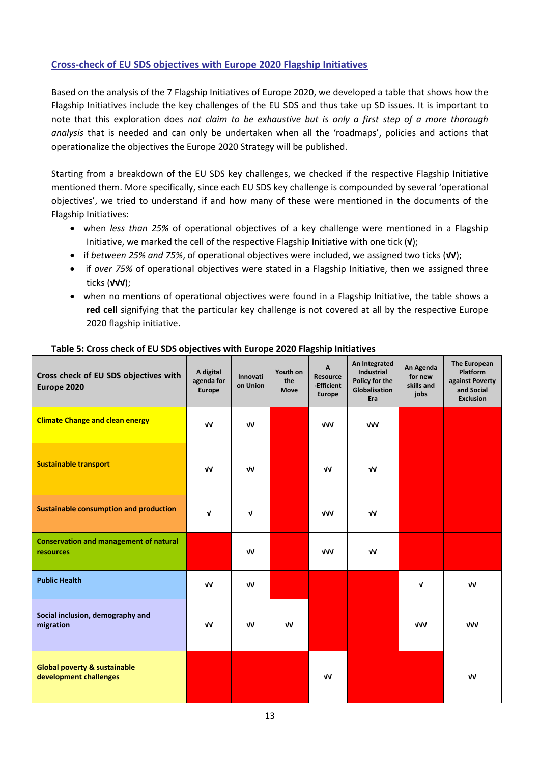## Cross-check of EU SDS objectives with Europe 2020 Flagship Initiatives

Based on the analysis of the 7 Flagship Initiatives of Europe 2020, we developed a table that shows how the Flagship Initiatives include the key challenges of the EU SDS and thus take up SD issues. It is important to note that this exploration does *not claim to be exhaustive but is only a first step of a more thorough analysis* that is needed and can only be undertaken when all the 'roadmaps', policies and actions that operationalize the objectives the Europe 2020 Strategy will be published.

Starting from a breakdown of the EU SDS key challenges, we checked if the respective Flagship Initiative mentioned them. More specifically, since each EU SDS key challenge is compounded by several 'operational objectives', we tried to understand if and how many of these were mentioned in the documents of the Flagship Initiatives:

- when *less than 25%* of operational objectives of a key challenge were mentioned in a Flagship Initiative, we marked the cell of the respective Flagship Initiative with one tick (**√**);
- if *between 25% and 75%*, of operational objectives were included, we assigned two ticks (**√√**);
- if *over 75%* of operational objectives were stated in a Flagship Initiative, then we assigned three ticks (**√√√**);
- when no mentions of operational objectives were found in a Flagship Initiative, the table shows a **red cell** signifying that the particular key challenge is not covered at all by the respective Europe 2020 flagship initiative.

**Table 5: Cross check of EU SDS objectives with Europe 2020 Flagship Initiatives**

| Cross check of EU SDS objectives with Europe 2020 | A digital agenda for Europe | Innovation Union | Youth on the Move | A Resource-Efficient Europe | An Integrated Industrial Policy for the Globalisation Era | An Agenda for new skills and jobs | The European Platform against Poverty and Social Exclusion |
|---|---|---|---|---|---|---|---|
| **Climate Change and clean energy** | √√ | √√ | (red) | √√√ | √√√ | (red) | (red) |
| **Sustainable transport** | √√ | √√ | (red) | √√ | √√ | (red) | (red) |
| **Sustainable consumption and production** | √ | √ | (red) | √√√ | √√ | (red) | (red) |
| **Conservation and management of natural resources** | (red) | √√ | (red) | √√√ | √√ | (red) | (red) |
| **Public Health** | √√ | √√ | (red) | (red) | (red) | √ | √√ |
| **Social inclusion, demography and migration** | √√ | √√ | √√ | (red) | (red) | √√√ | √√√ |
| **Global poverty & sustainable development challenges** | (red) | (red) | (red) | √√ | (red) | (red) | √√ |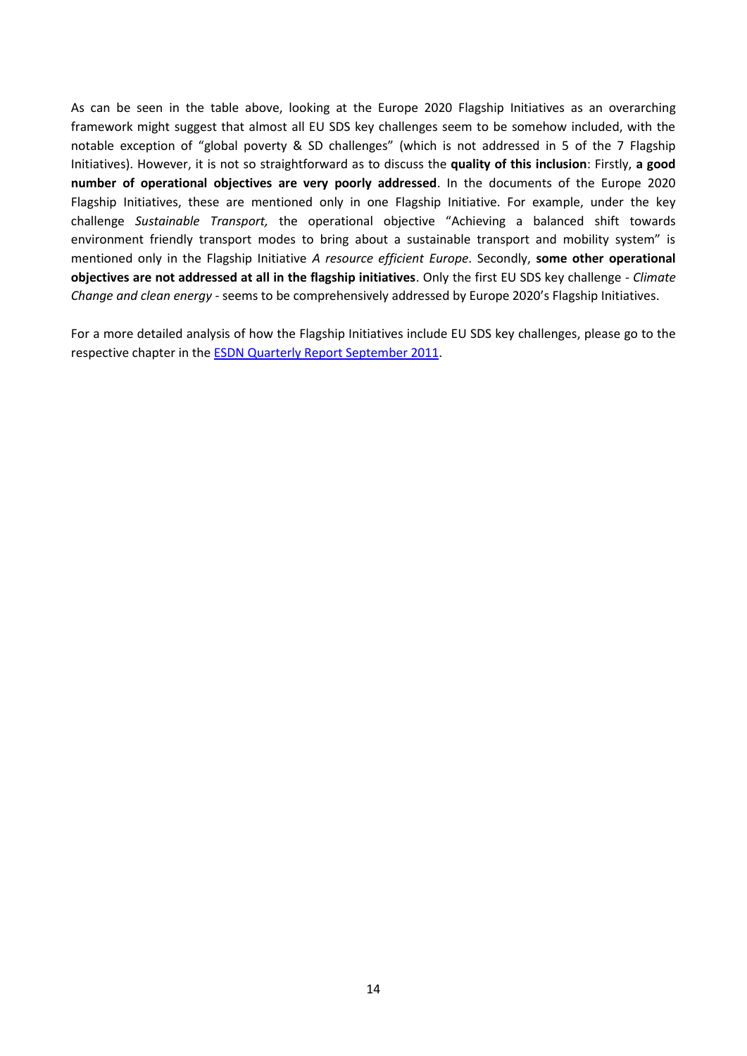As can be seen in the table above, looking at the Europe 2020 Flagship Initiatives as an overarching framework might suggest that almost all EU SDS key challenges seem to be somehow included, with the notable exception of "global poverty & SD challenges" (which is not addressed in 5 of the 7 Flagship Initiatives). However, it is not so straightforward as to discuss the **quality of this inclusion**: Firstly, **a good number of operational objectives are very poorly addressed**. In the documents of the Europe 2020 Flagship Initiatives, these are mentioned only in one Flagship Initiative. For example, under the key challenge *Sustainable Transport,* the operational objective "Achieving a balanced shift towards environment friendly transport modes to bring about a sustainable transport and mobility system" is mentioned only in the Flagship Initiative *A resource efficient Europe*. Secondly, **some other operational objectives are not addressed at all in the flagship initiatives**. Only the first EU SDS key challenge - *Climate Change and clean energy* - seems to be comprehensively addressed by Europe 2020's Flagship Initiatives.

For a more detailed analysis of how the Flagship Initiatives include EU SDS key challenges, please go to the respective chapter in the ESDN Quarterly Report September 2011.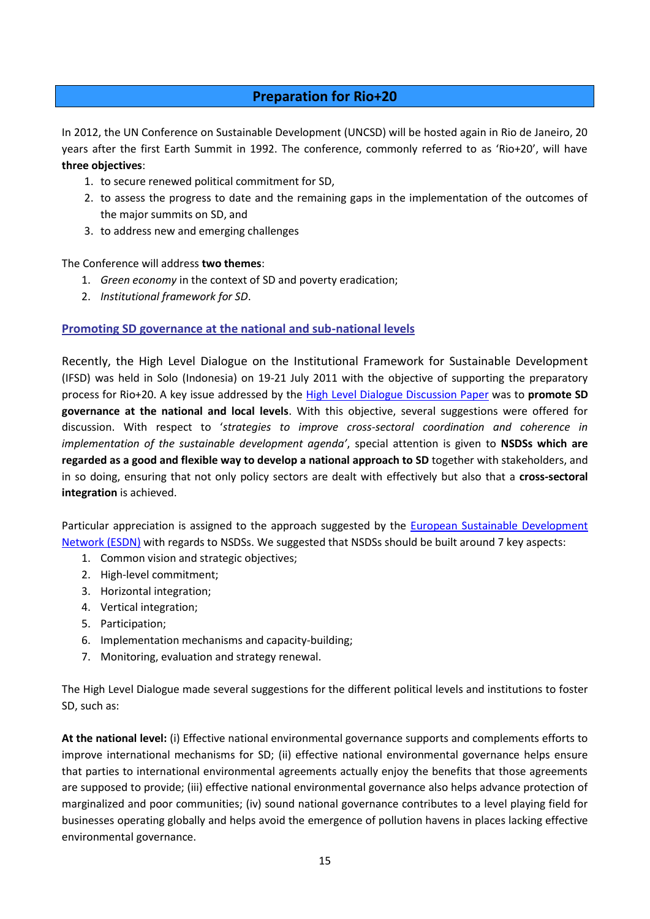## Preparation for Rio+20

In 2012, the UN Conference on Sustainable Development (UNCSD) will be hosted again in Rio de Janeiro, 20 years after the first Earth Summit in 1992. The conference, commonly referred to as 'Rio+20', will have **three objectives**:

1. to secure renewed political commitment for SD,
2. to assess the progress to date and the remaining gaps in the implementation of the outcomes of the major summits on SD, and
3. to address new and emerging challenges

The Conference will address **two themes**:

1. *Green economy* in the context of SD and poverty eradication;
2. *Institutional framework for SD*.

### Promoting SD governance at the national and sub-national levels

Recently, the High Level Dialogue on the Institutional Framework for Sustainable Development (IFSD) was held in Solo (Indonesia) on 19-21 July 2011 with the objective of supporting the preparatory process for Rio+20. A key issue addressed by the High Level Dialogue Discussion Paper was to **promote SD governance at the national and local levels**. With this objective, several suggestions were offered for discussion. With respect to '*strategies to improve cross-sectoral coordination and coherence in implementation of the sustainable development agenda*', special attention is given to **NSDSs which are regarded as a good and flexible way to develop a national approach to SD** together with stakeholders, and in so doing, ensuring that not only policy sectors are dealt with effectively but also that a **cross-sectoral integration** is achieved.

Particular appreciation is assigned to the approach suggested by the European Sustainable Development Network (ESDN) with regards to NSDSs. We suggested that NSDSs should be built around 7 key aspects:

1. Common vision and strategic objectives;
2. High-level commitment;
3. Horizontal integration;
4. Vertical integration;
5. Participation;
6. Implementation mechanisms and capacity-building;
7. Monitoring, evaluation and strategy renewal.

The High Level Dialogue made several suggestions for the different political levels and institutions to foster SD, such as:

**At the national level:** (i) Effective national environmental governance supports and complements efforts to improve international mechanisms for SD; (ii) effective national environmental governance helps ensure that parties to international environmental agreements actually enjoy the benefits that those agreements are supposed to provide; (iii) effective national environmental governance also helps advance protection of marginalized and poor communities; (iv) sound national governance contributes to a level playing field for businesses operating globally and helps avoid the emergence of pollution havens in places lacking effective environmental governance.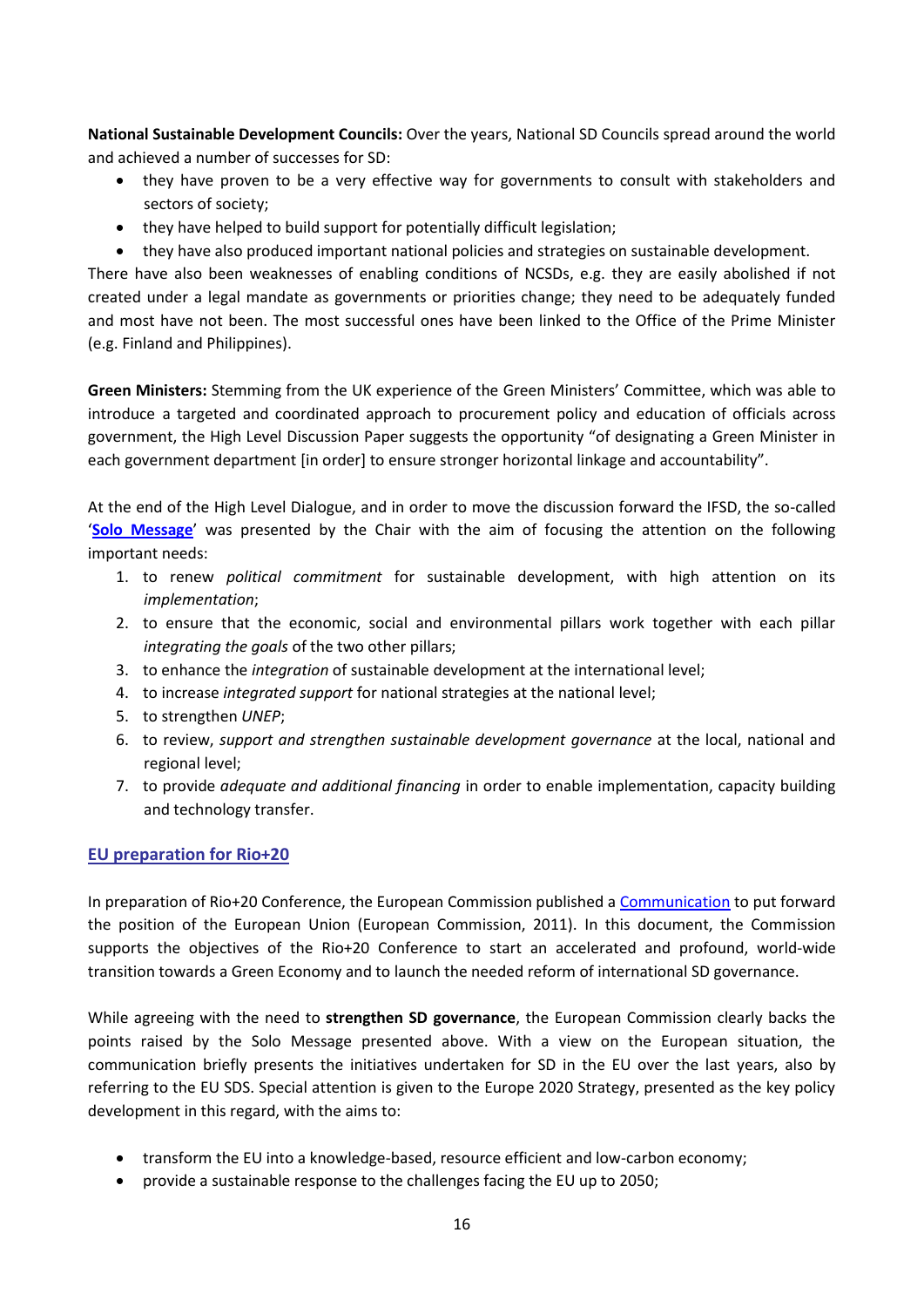**National Sustainable Development Councils:** Over the years, National SD Councils spread around the world and achieved a number of successes for SD:

- they have proven to be a very effective way for governments to consult with stakeholders and sectors of society;
- they have helped to build support for potentially difficult legislation;
- they have also produced important national policies and strategies on sustainable development.

There have also been weaknesses of enabling conditions of NCSDs, e.g. they are easily abolished if not created under a legal mandate as governments or priorities change; they need to be adequately funded and most have not been. The most successful ones have been linked to the Office of the Prime Minister (e.g. Finland and Philippines).

**Green Ministers:** Stemming from the UK experience of the Green Ministers' Committee, which was able to introduce a targeted and coordinated approach to procurement policy and education of officials across government, the High Level Discussion Paper suggests the opportunity "of designating a Green Minister in each government department [in order] to ensure stronger horizontal linkage and accountability".

At the end of the High Level Dialogue, and in order to move the discussion forward the IFSD, the so-called '**Solo Message**' was presented by the Chair with the aim of focusing the attention on the following important needs:

1. to renew *political commitment* for sustainable development, with high attention on its *implementation*;
2. to ensure that the economic, social and environmental pillars work together with each pillar *integrating the goals* of the two other pillars;
3. to enhance the *integration* of sustainable development at the international level;
4. to increase *integrated support* for national strategies at the national level;
5. to strengthen *UNEP*;
6. to review, *support and strengthen sustainable development governance* at the local, national and regional level;
7. to provide *adequate and additional financing* in order to enable implementation, capacity building and technology transfer.

## EU preparation for Rio+20

In preparation of Rio+20 Conference, the European Commission published a Communication to put forward the position of the European Union (European Commission, 2011). In this document, the Commission supports the objectives of the Rio+20 Conference to start an accelerated and profound, world-wide transition towards a Green Economy and to launch the needed reform of international SD governance.

While agreeing with the need to **strengthen SD governance**, the European Commission clearly backs the points raised by the Solo Message presented above. With a view on the European situation, the communication briefly presents the initiatives undertaken for SD in the EU over the last years, also by referring to the EU SDS. Special attention is given to the Europe 2020 Strategy, presented as the key policy development in this regard, with the aims to:

- transform the EU into a knowledge-based, resource efficient and low-carbon economy;
- provide a sustainable response to the challenges facing the EU up to 2050;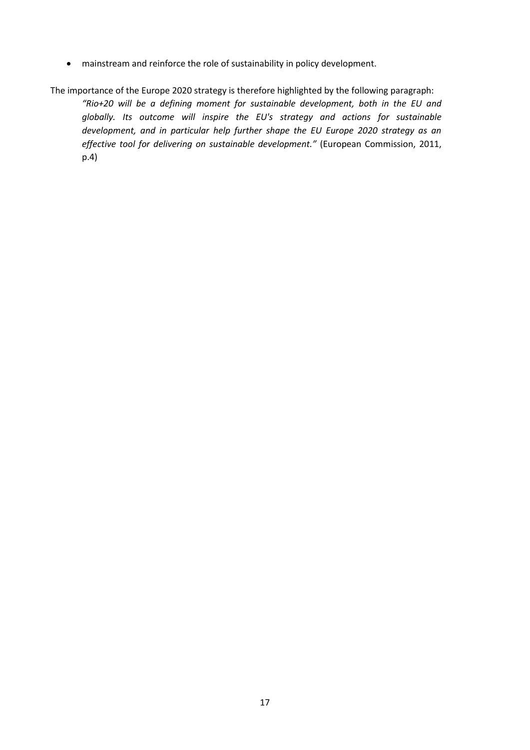- mainstream and reinforce the role of sustainability in policy development.

The importance of the Europe 2020 strategy is therefore highlighted by the following paragraph:

> *"Rio+20 will be a defining moment for sustainable development, both in the EU and globally. Its outcome will inspire the EU's strategy and actions for sustainable development, and in particular help further shape the EU Europe 2020 strategy as an effective tool for delivering on sustainable development."* (European Commission, 2011, p.4)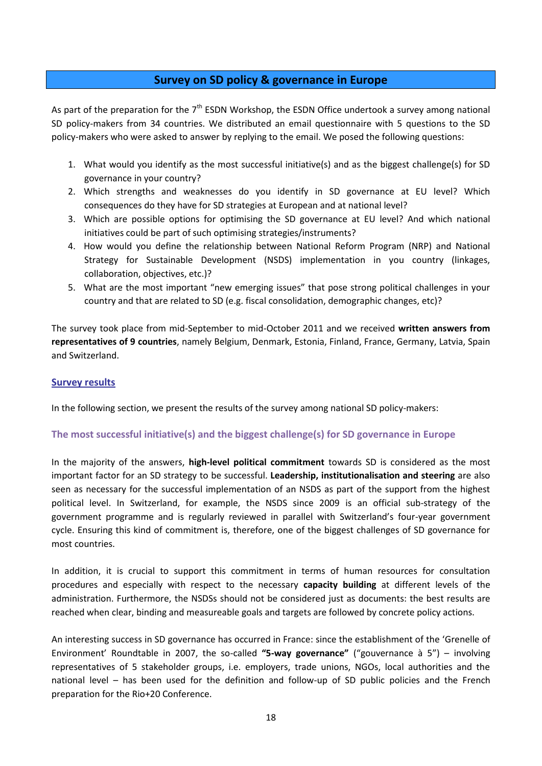## Survey on SD policy & governance in Europe

As part of the preparation for the 7th ESDN Workshop, the ESDN Office undertook a survey among national SD policy-makers from 34 countries. We distributed an email questionnaire with 5 questions to the SD policy-makers who were asked to answer by replying to the email. We posed the following questions:

1. What would you identify as the most successful initiative(s) and as the biggest challenge(s) for SD governance in your country?
2. Which strengths and weaknesses do you identify in SD governance at EU level? Which consequences do they have for SD strategies at European and at national level?
3. Which are possible options for optimising the SD governance at EU level? And which national initiatives could be part of such optimising strategies/instruments?
4. How would you define the relationship between National Reform Program (NRP) and National Strategy for Sustainable Development (NSDS) implementation in you country (linkages, collaboration, objectives, etc.)?
5. What are the most important "new emerging issues" that pose strong political challenges in your country and that are related to SD (e.g. fiscal consolidation, demographic changes, etc)?

The survey took place from mid-September to mid-October 2011 and we received **written answers from representatives of 9 countries**, namely Belgium, Denmark, Estonia, Finland, France, Germany, Latvia, Spain and Switzerland.

### Survey results

In the following section, we present the results of the survey among national SD policy-makers:

### The most successful initiative(s) and the biggest challenge(s) for SD governance in Europe

In the majority of the answers, **high-level political commitment** towards SD is considered as the most important factor for an SD strategy to be successful. **Leadership, institutionalisation and steering** are also seen as necessary for the successful implementation of an NSDS as part of the support from the highest political level. In Switzerland, for example, the NSDS since 2009 is an official sub-strategy of the government programme and is regularly reviewed in parallel with Switzerland's four-year government cycle. Ensuring this kind of commitment is, therefore, one of the biggest challenges of SD governance for most countries.

In addition, it is crucial to support this commitment in terms of human resources for consultation procedures and especially with respect to the necessary **capacity building** at different levels of the administration. Furthermore, the NSDSs should not be considered just as documents: the best results are reached when clear, binding and measureable goals and targets are followed by concrete policy actions.

An interesting success in SD governance has occurred in France: since the establishment of the 'Grenelle of Environment' Roundtable in 2007, the so-called **"5-way governance"** ("gouvernance à 5") – involving representatives of 5 stakeholder groups, i.e. employers, trade unions, NGOs, local authorities and the national level – has been used for the definition and follow-up of SD public policies and the French preparation for the Rio+20 Conference.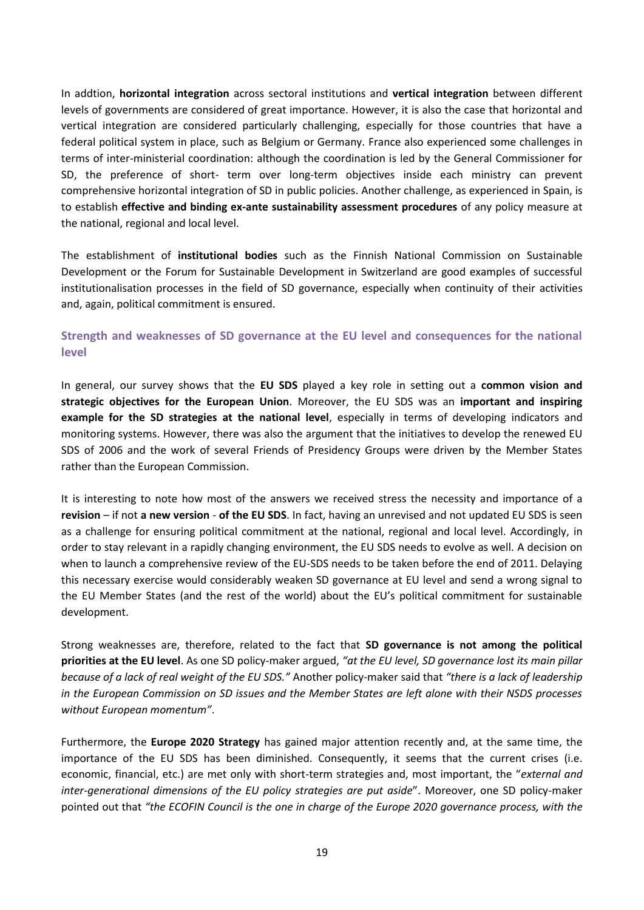In addtion, **horizontal integration** across sectoral institutions and **vertical integration** between different levels of governments are considered of great importance. However, it is also the case that horizontal and vertical integration are considered particularly challenging, especially for those countries that have a federal political system in place, such as Belgium or Germany. France also experienced some challenges in terms of inter-ministerial coordination: although the coordination is led by the General Commissioner for SD, the preference of short- term over long-term objectives inside each ministry can prevent comprehensive horizontal integration of SD in public policies. Another challenge, as experienced in Spain, is to establish **effective and binding ex-ante sustainability assessment procedures** of any policy measure at the national, regional and local level.

The establishment of **institutional bodies** such as the Finnish National Commission on Sustainable Development or the Forum for Sustainable Development in Switzerland are good examples of successful institutionalisation processes in the field of SD governance, especially when continuity of their activities and, again, political commitment is ensured.

## Strength and weaknesses of SD governance at the EU level and consequences for the national level

In general, our survey shows that the **EU SDS** played a key role in setting out a **common vision and strategic objectives for the European Union**. Moreover, the EU SDS was an **important and inspiring example for the SD strategies at the national level**, especially in terms of developing indicators and monitoring systems. However, there was also the argument that the initiatives to develop the renewed EU SDS of 2006 and the work of several Friends of Presidency Groups were driven by the Member States rather than the European Commission.

It is interesting to note how most of the answers we received stress the necessity and importance of a **revision** – if not **a new version** - **of the EU SDS**. In fact, having an unrevised and not updated EU SDS is seen as a challenge for ensuring political commitment at the national, regional and local level. Accordingly, in order to stay relevant in a rapidly changing environment, the EU SDS needs to evolve as well. A decision on when to launch a comprehensive review of the EU-SDS needs to be taken before the end of 2011. Delaying this necessary exercise would considerably weaken SD governance at EU level and send a wrong signal to the EU Member States (and the rest of the world) about the EU's political commitment for sustainable development.

Strong weaknesses are, therefore, related to the fact that **SD governance is not among the political priorities at the EU level**. As one SD policy-maker argued, *"at the EU level, SD governance lost its main pillar because of a lack of real weight of the EU SDS."* Another policy-maker said that *"there is a lack of leadership in the European Commission on SD issues and the Member States are left alone with their NSDS processes without European momentum"*.

Furthermore, the **Europe 2020 Strategy** has gained major attention recently and, at the same time, the importance of the EU SDS has been diminished. Consequently, it seems that the current crises (i.e. economic, financial, etc.) are met only with short-term strategies and, most important, the "*external and inter-generational dimensions of the EU policy strategies are put aside*". Moreover, one SD policy-maker pointed out that *"the ECOFIN Council is the one in charge of the Europe 2020 governance process, with the*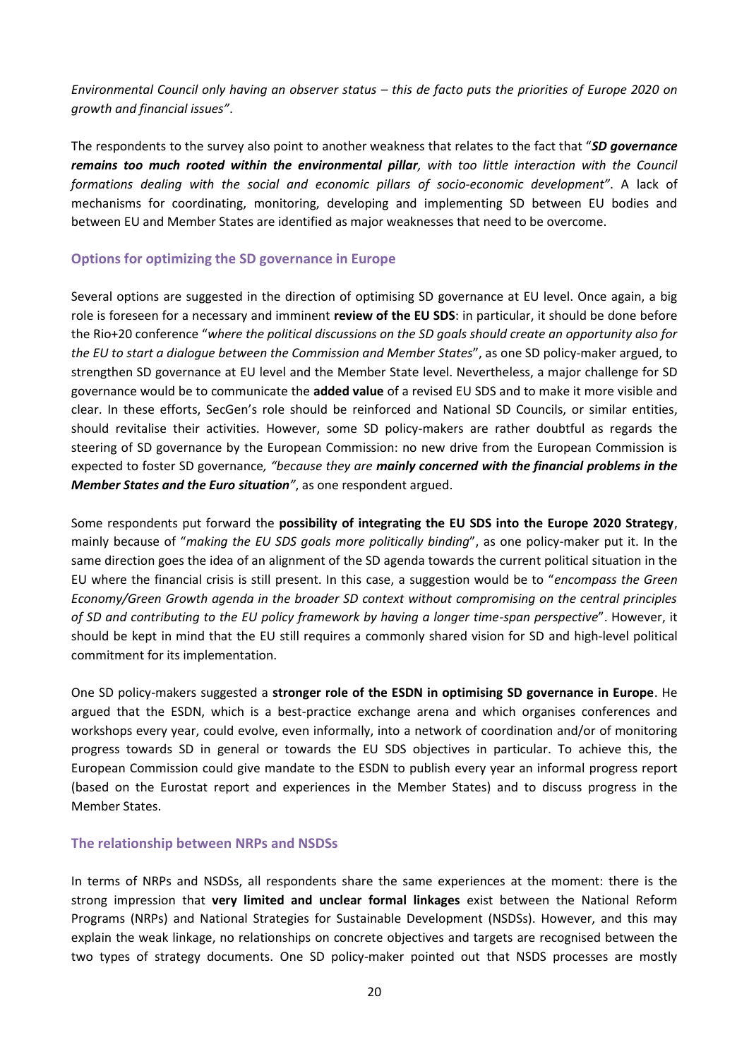*Environmental Council only having an observer status – this de facto puts the priorities of Europe 2020 on growth and financial issues"*.

The respondents to the survey also point to another weakness that relates to the fact that "***SD governance remains too much rooted within the environmental pillar****, with too little interaction with the Council formations dealing with the social and economic pillars of socio-economic development"*. A lack of mechanisms for coordinating, monitoring, developing and implementing SD between EU bodies and between EU and Member States are identified as major weaknesses that need to be overcome.

### Options for optimizing the SD governance in Europe

Several options are suggested in the direction of optimising SD governance at EU level. Once again, a big role is foreseen for a necessary and imminent **review of the EU SDS**: in particular, it should be done before the Rio+20 conference "*where the political discussions on the SD goals should create an opportunity also for the EU to start a dialogue between the Commission and Member States*", as one SD policy-maker argued, to strengthen SD governance at EU level and the Member State level. Nevertheless, a major challenge for SD governance would be to communicate the **added value** of a revised EU SDS and to make it more visible and clear. In these efforts, SecGen's role should be reinforced and National SD Councils, or similar entities, should revitalise their activities. However, some SD policy-makers are rather doubtful as regards the steering of SD governance by the European Commission: no new drive from the European Commission is expected to foster SD governance*, "because they are* ***mainly concerned with the financial problems in the Member States and the Euro situation****"*, as one respondent argued.

Some respondents put forward the **possibility of integrating the EU SDS into the Europe 2020 Strategy**, mainly because of "*making the EU SDS goals more politically binding*", as one policy-maker put it. In the same direction goes the idea of an alignment of the SD agenda towards the current political situation in the EU where the financial crisis is still present. In this case, a suggestion would be to "*encompass the Green Economy/Green Growth agenda in the broader SD context without compromising on the central principles of SD and contributing to the EU policy framework by having a longer time-span perspective*". However, it should be kept in mind that the EU still requires a commonly shared vision for SD and high-level political commitment for its implementation.

One SD policy-makers suggested a **stronger role of the ESDN in optimising SD governance in Europe**. He argued that the ESDN, which is a best-practice exchange arena and which organises conferences and workshops every year, could evolve, even informally, into a network of coordination and/or of monitoring progress towards SD in general or towards the EU SDS objectives in particular. To achieve this, the European Commission could give mandate to the ESDN to publish every year an informal progress report (based on the Eurostat report and experiences in the Member States) and to discuss progress in the Member States.

### The relationship between NRPs and NSDSs

In terms of NRPs and NSDSs, all respondents share the same experiences at the moment: there is the strong impression that **very limited and unclear formal linkages** exist between the National Reform Programs (NRPs) and National Strategies for Sustainable Development (NSDSs). However, and this may explain the weak linkage, no relationships on concrete objectives and targets are recognised between the two types of strategy documents. One SD policy-maker pointed out that NSDS processes are mostly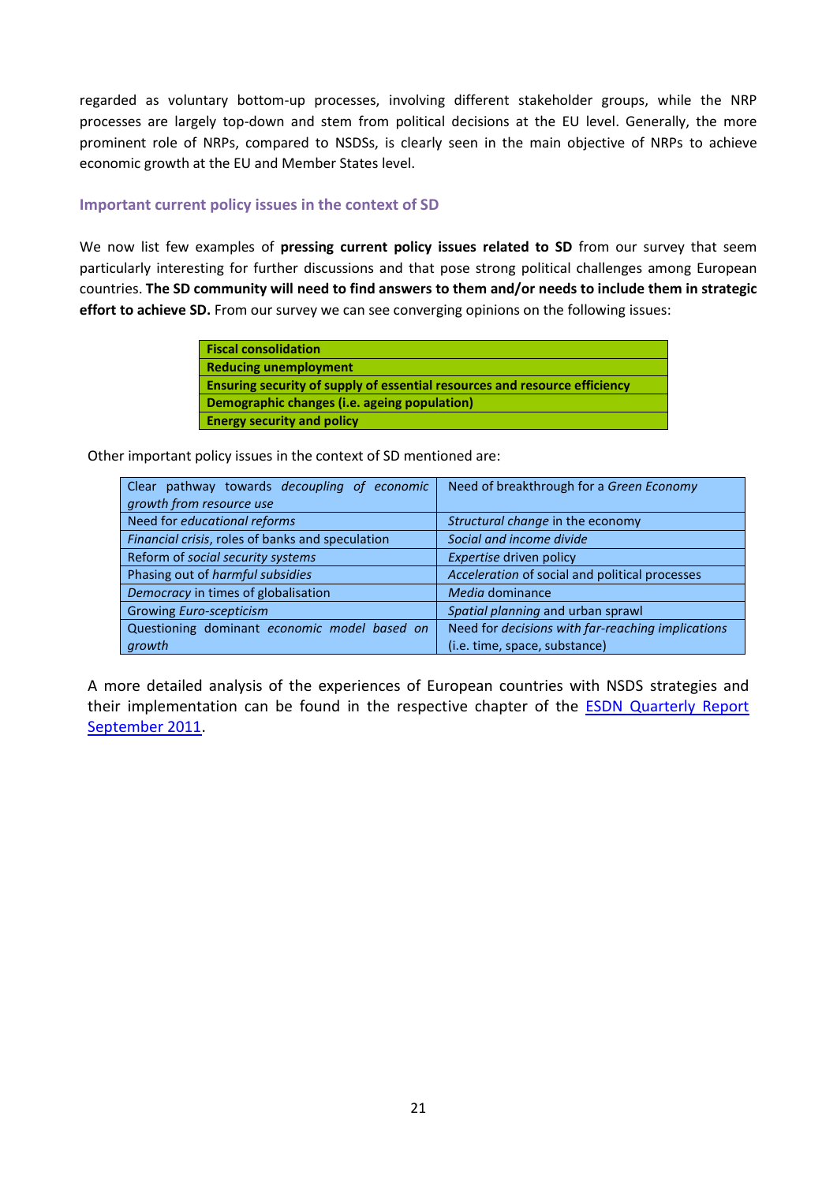regarded as voluntary bottom-up processes, involving different stakeholder groups, while the NRP processes are largely top-down and stem from political decisions at the EU level. Generally, the more prominent role of NRPs, compared to NSDSs, is clearly seen in the main objective of NRPs to achieve economic growth at the EU and Member States level.

### Important current policy issues in the context of SD

We now list few examples of **pressing current policy issues related to SD** from our survey that seem particularly interesting for further discussions and that pose strong political challenges among European countries. **The SD community will need to find answers to them and/or needs to include them in strategic effort to achieve SD.** From our survey we can see converging opinions on the following issues:

| **Fiscal consolidation** |
|---|
| **Reducing unemployment** |
| **Ensuring security of supply of essential resources and resource efficiency** |
| **Demographic changes (i.e. ageing population)** |
| **Energy security and policy** |

Other important policy issues in the context of SD mentioned are:

| | |
|---|---|
| Clear pathway towards *decoupling of economic growth from resource use* | Need of breakthrough for a *Green Economy* |
| Need for *educational reforms* | *Structural change* in the economy |
| *Financial crisis*, roles of banks and speculation | *Social and income divide* |
| Reform of *social security systems* | *Expertise* driven policy |
| Phasing out of *harmful subsidies* | *Acceleration* of social and political processes |
| *Democracy* in times of globalisation | *Media* dominance |
| Growing *Euro-scepticism* | *Spatial planning* and urban sprawl |
| Questioning dominant *economic model based on growth* | Need for *decisions with far-reaching implications* (i.e. time, space, substance) |

A more detailed analysis of the experiences of European countries with NSDS strategies and their implementation can be found in the respective chapter of the ESDN Quarterly Report September 2011.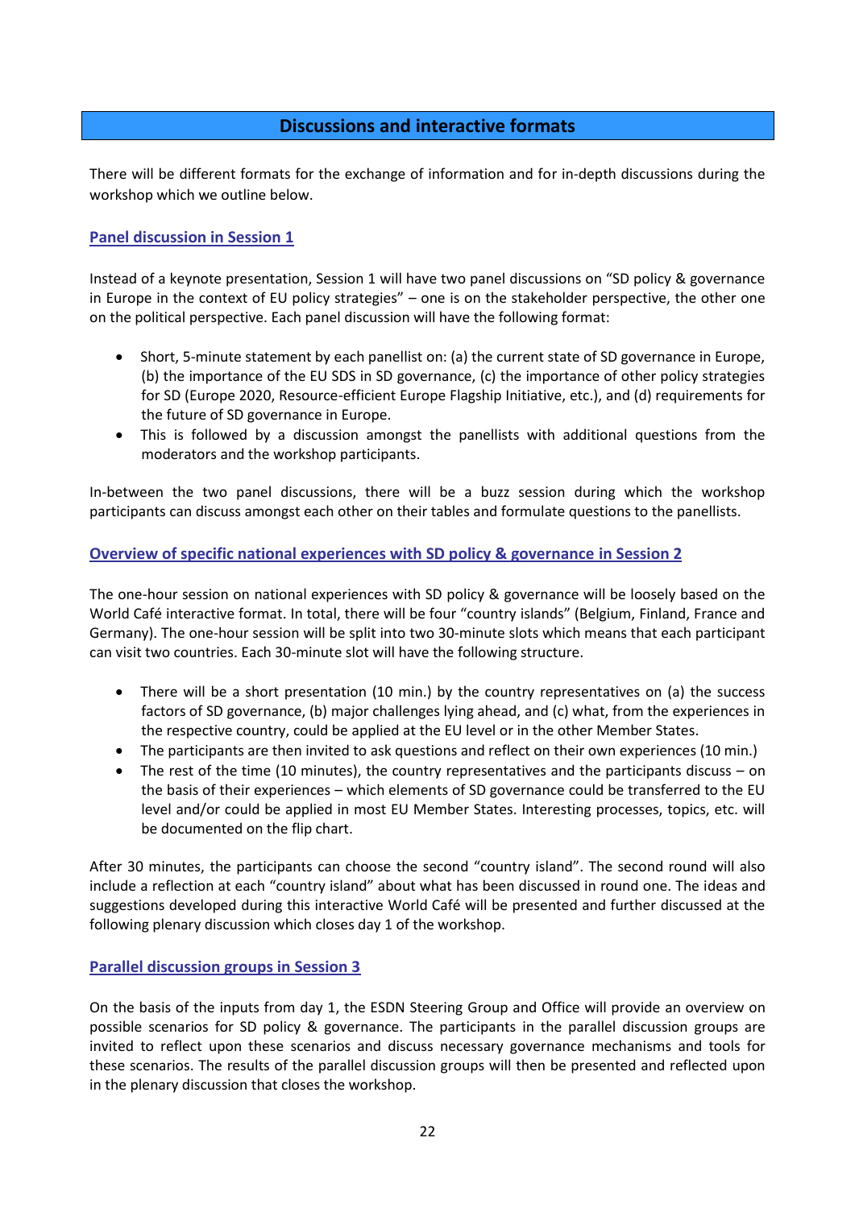# Discussions and interactive formats

There will be different formats for the exchange of information and for in-depth discussions during the workshop which we outline below.

## Panel discussion in Session 1

Instead of a keynote presentation, Session 1 will have two panel discussions on "SD policy & governance in Europe in the context of EU policy strategies" – one is on the stakeholder perspective, the other one on the political perspective. Each panel discussion will have the following format:

- Short, 5-minute statement by each panellist on: (a) the current state of SD governance in Europe, (b) the importance of the EU SDS in SD governance, (c) the importance of other policy strategies for SD (Europe 2020, Resource-efficient Europe Flagship Initiative, etc.), and (d) requirements for the future of SD governance in Europe.
- This is followed by a discussion amongst the panellists with additional questions from the moderators and the workshop participants.

In-between the two panel discussions, there will be a buzz session during which the workshop participants can discuss amongst each other on their tables and formulate questions to the panellists.

## Overview of specific national experiences with SD policy & governance in Session 2

The one-hour session on national experiences with SD policy & governance will be loosely based on the World Café interactive format. In total, there will be four "country islands" (Belgium, Finland, France and Germany). The one-hour session will be split into two 30-minute slots which means that each participant can visit two countries. Each 30-minute slot will have the following structure.

- There will be a short presentation (10 min.) by the country representatives on (a) the success factors of SD governance, (b) major challenges lying ahead, and (c) what, from the experiences in the respective country, could be applied at the EU level or in the other Member States.
- The participants are then invited to ask questions and reflect on their own experiences (10 min.)
- The rest of the time (10 minutes), the country representatives and the participants discuss – on the basis of their experiences – which elements of SD governance could be transferred to the EU level and/or could be applied in most EU Member States. Interesting processes, topics, etc. will be documented on the flip chart.

After 30 minutes, the participants can choose the second "country island". The second round will also include a reflection at each "country island" about what has been discussed in round one. The ideas and suggestions developed during this interactive World Café will be presented and further discussed at the following plenary discussion which closes day 1 of the workshop.

## Parallel discussion groups in Session 3

On the basis of the inputs from day 1, the ESDN Steering Group and Office will provide an overview on possible scenarios for SD policy & governance. The participants in the parallel discussion groups are invited to reflect upon these scenarios and discuss necessary governance mechanisms and tools for these scenarios. The results of the parallel discussion groups will then be presented and reflected upon in the plenary discussion that closes the workshop.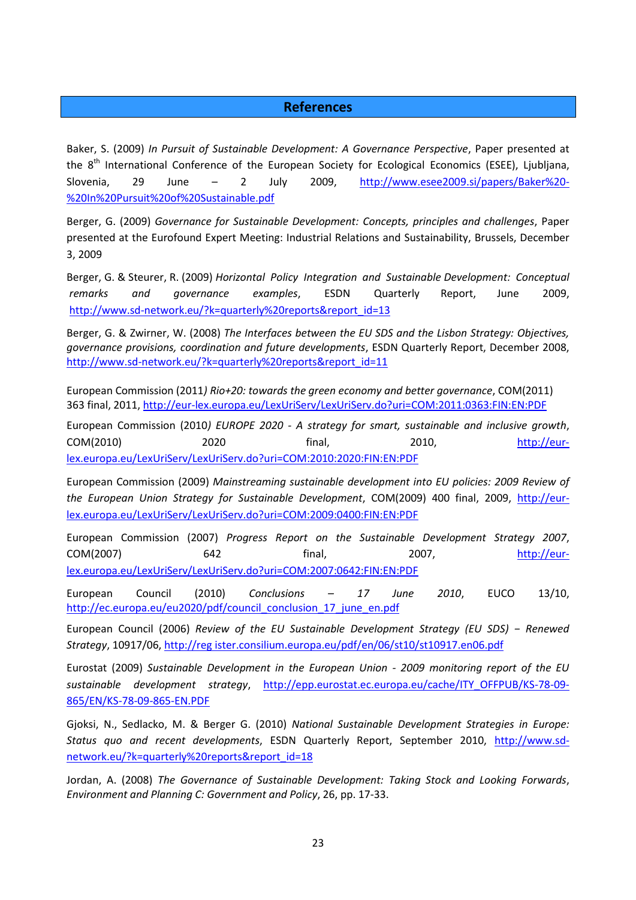## References

Baker, S. (2009) *In Pursuit of Sustainable Development: A Governance Perspective*, Paper presented at the 8th International Conference of the European Society for Ecological Economics (ESEE), Ljubljana, Slovenia, 29 June – 2 July 2009, http://www.esee2009.si/papers/Baker%20-%20In%20Pursuit%20of%20Sustainable.pdf

Berger, G. (2009) *Governance for Sustainable Development: Concepts, principles and challenges*, Paper presented at the Eurofound Expert Meeting: Industrial Relations and Sustainability, Brussels, December 3, 2009

Berger, G. & Steurer, R. (2009) *Horizontal Policy Integration and Sustainable Development: Conceptual remarks and governance examples*, ESDN Quarterly Report, June 2009, http://www.sd-network.eu/?k=quarterly%20reports&report_id=13

Berger, G. & Zwirner, W. (2008) *The Interfaces between the EU SDS and the Lisbon Strategy: Objectives, governance provisions, coordination and future developments*, ESDN Quarterly Report, December 2008, http://www.sd-network.eu/?k=quarterly%20reports&report_id=11

European Commission (2011*) Rio+20: towards the green economy and better governance*, COM(2011) 363 final, 2011, http://eur-lex.europa.eu/LexUriServ/LexUriServ.do?uri=COM:2011:0363:FIN:EN:PDF

European Commission (2010*) EUROPE 2020 - A strategy for smart, sustainable and inclusive growth*, COM(2010) 2020 final, 2010, http://eur-lex.europa.eu/LexUriServ/LexUriServ.do?uri=COM:2010:2020:FIN:EN:PDF

European Commission (2009) *Mainstreaming sustainable development into EU policies: 2009 Review of the European Union Strategy for Sustainable Development*, COM(2009) 400 final, 2009, http://eur-lex.europa.eu/LexUriServ/LexUriServ.do?uri=COM:2009:0400:FIN:EN:PDF

European Commission (2007) *Progress Report on the Sustainable Development Strategy 2007*, COM(2007) 642 final, 2007, http://eur-lex.europa.eu/LexUriServ/LexUriServ.do?uri=COM:2007:0642:FIN:EN:PDF

European Council (2010) *Conclusions – 17 June 2010*, EUCO 13/10, http://ec.europa.eu/eu2020/pdf/council_conclusion_17_june_en.pdf

European Council (2006) *Review of the EU Sustainable Development Strategy (EU SDS) – Renewed Strategy*, 10917/06, http://reg ister.consilium.europa.eu/pdf/en/06/st10/st10917.en06.pdf

Eurostat (2009) *Sustainable Development in the European Union - 2009 monitoring report of the EU sustainable development strategy*, http://epp.eurostat.ec.europa.eu/cache/ITY_OFFPUB/KS-78-09-865/EN/KS-78-09-865-EN.PDF

Gjoksi, N., Sedlacko, M. & Berger G. (2010) *National Sustainable Development Strategies in Europe: Status quo and recent developments*, ESDN Quarterly Report, September 2010, http://www.sd-network.eu/?k=quarterly%20reports&report_id=18

Jordan, A. (2008) *The Governance of Sustainable Development: Taking Stock and Looking Forwards*, *Environment and Planning C: Government and Policy*, 26, pp. 17-33.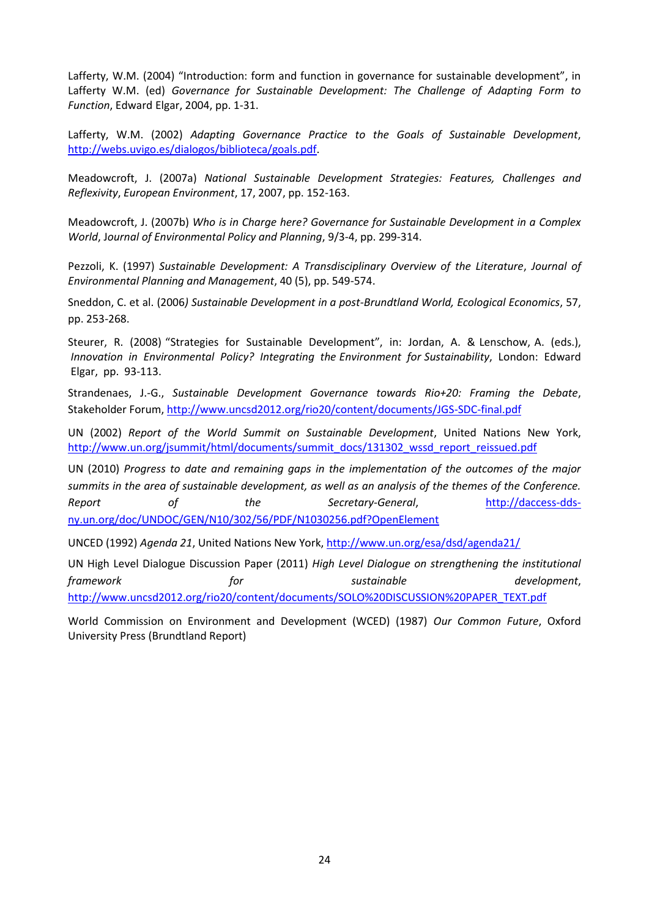Lafferty, W.M. (2004) “Introduction: form and function in governance for sustainable development”, in Lafferty W.M. (ed) *Governance for Sustainable Development: The Challenge of Adapting Form to Function*, Edward Elgar, 2004, pp. 1-31.

Lafferty, W.M. (2002) *Adapting Governance Practice to the Goals of Sustainable Development*, http://webs.uvigo.es/dialogos/biblioteca/goals.pdf.

Meadowcroft, J. (2007a) *National Sustainable Development Strategies: Features, Challenges and Reflexivity*, *European Environment*, 17, 2007, pp. 152-163.

Meadowcroft, J. (2007b) *Who is in Charge here? Governance for Sustainable Development in a Complex World*, *Journal of Environmental Policy and Planning*, 9/3-4, pp. 299-314.

Pezzoli, K. (1997) *Sustainable Development: A Transdisciplinary Overview of the Literature*, *Journal of Environmental Planning and Management*, 40 (5), pp. 549-574.

Sneddon, C. et al. (2006*) Sustainable Development in a post-Brundtland World, Ecological Economics*, 57, pp. 253-268.

Steurer, R. (2008) “Strategies for Sustainable Development”, in: Jordan, A. & Lenschow, A. (eds.), *Innovation in Environmental Policy? Integrating the Environment for Sustainability*, London: Edward Elgar, pp. 93-113.

Strandenaes, J.-G., *Sustainable Development Governance towards Rio+20: Framing the Debate*, Stakeholder Forum, http://www.uncsd2012.org/rio20/content/documents/JGS-SDC-final.pdf

UN (2002) *Report of the World Summit on Sustainable Development*, United Nations New York, http://www.un.org/jsummit/html/documents/summit_docs/131302_wssd_report_reissued.pdf

UN (2010) *Progress to date and remaining gaps in the implementation of the outcomes of the major summits in the area of sustainable development, as well as an analysis of the themes of the Conference. Report of the Secretary-General*, http://daccess-dds-ny.un.org/doc/UNDOC/GEN/N10/302/56/PDF/N1030256.pdf?OpenElement

UNCED (1992) *Agenda 21*, United Nations New York, http://www.un.org/esa/dsd/agenda21/

UN High Level Dialogue Discussion Paper (2011) *High Level Dialogue on strengthening the institutional framework for sustainable development*, http://www.uncsd2012.org/rio20/content/documents/SOLO%20DISCUSSION%20PAPER_TEXT.pdf

World Commission on Environment and Development (WCED) (1987) *Our Common Future*, Oxford University Press (Brundtland Report)